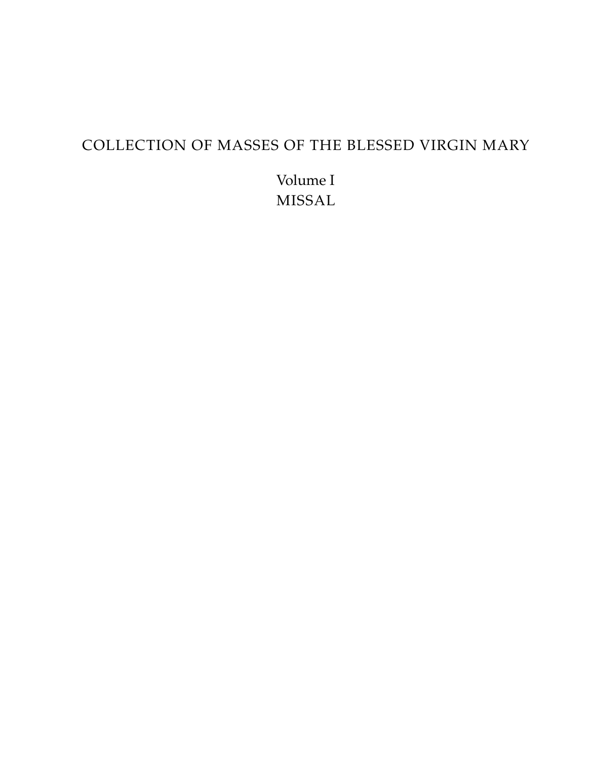# COLLECTION OF MASSES OF THE BLESSED VIRGIN MARY

Volume I

MISSAL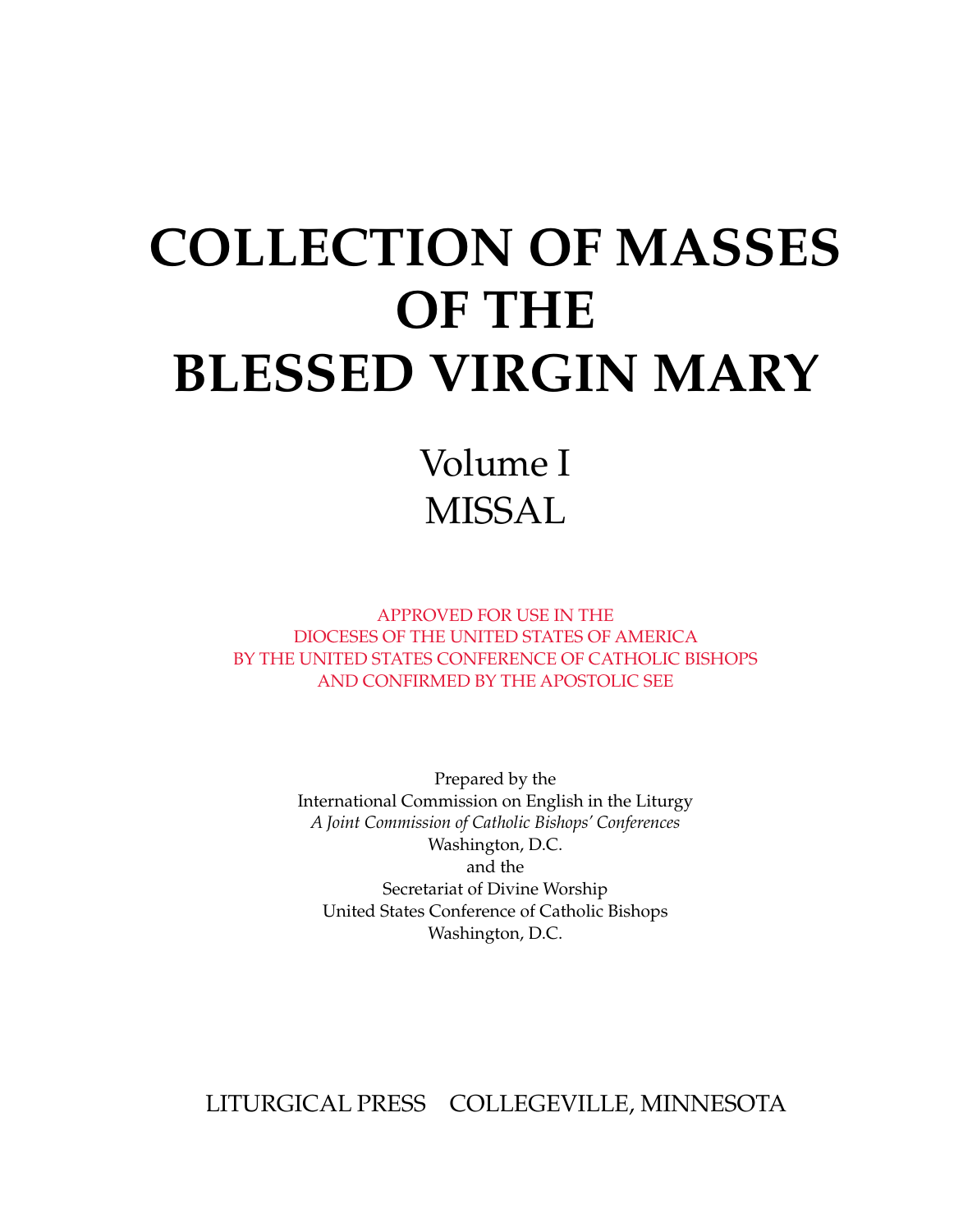# COLLECTION OF MASSES OF THE BLESSED VIRGIN MARY

## Volume I
## MISSAL

APPROVED FOR USE IN THE
DIOCESES OF THE UNITED STATES OF AMERICA
BY THE UNITED STATES CONFERENCE OF CATHOLIC BISHOPS
AND CONFIRMED BY THE APOSTOLIC SEE

Prepared by the
International Commission on English in the Liturgy
*A Joint Commission of Catholic Bishops' Conferences*
Washington, D.C.
and the
Secretariat of Divine Worship
United States Conference of Catholic Bishops
Washington, D.C.

LITURGICAL PRESS COLLEGEVILLE, MINNESOTA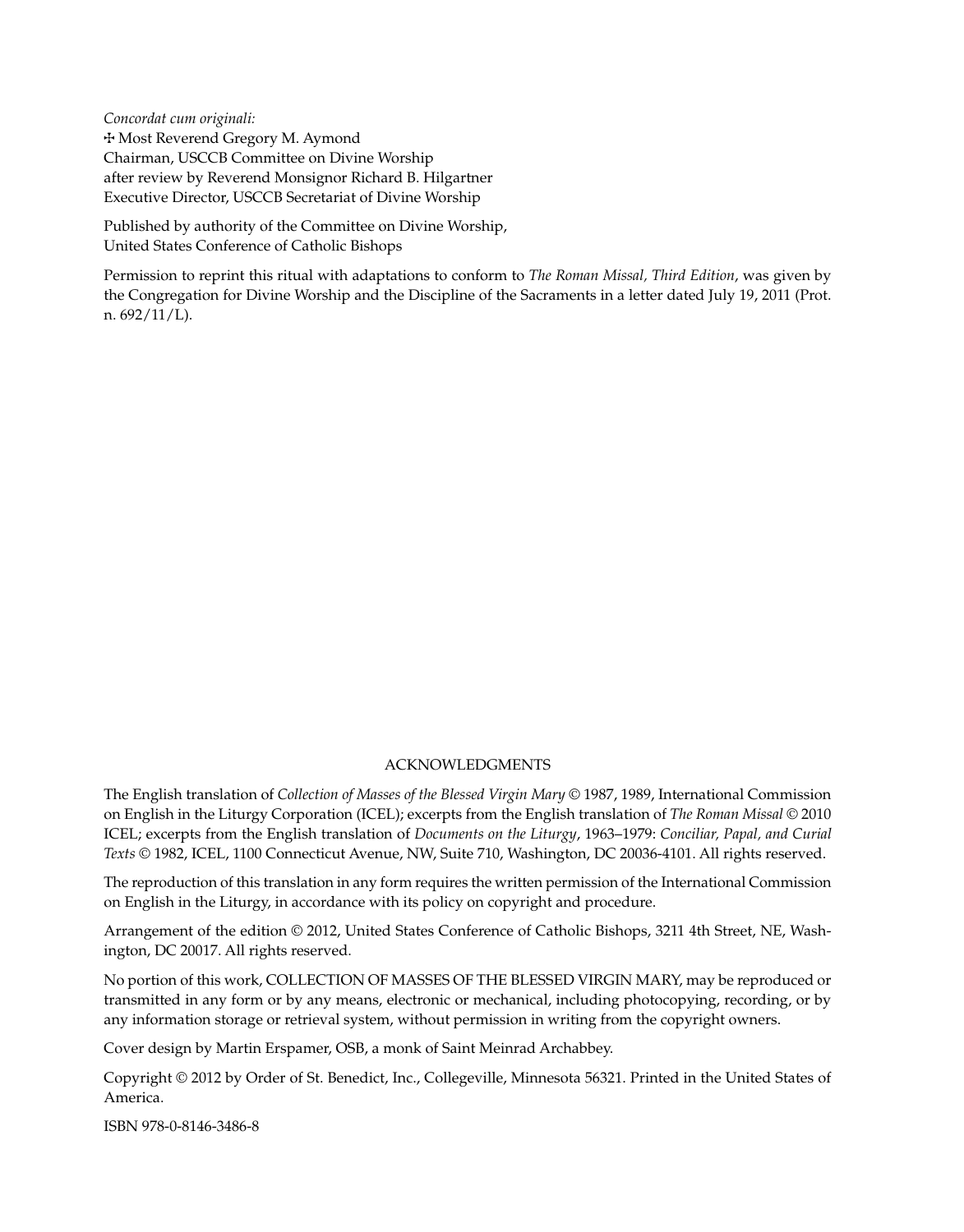*Concordat cum originali:*
✠ Most Reverend Gregory M. Aymond
Chairman, USCCB Committee on Divine Worship
after review by Reverend Monsignor Richard B. Hilgartner
Executive Director, USCCB Secretariat of Divine Worship

Published by authority of the Committee on Divine Worship,
United States Conference of Catholic Bishops

Permission to reprint this ritual with adaptations to conform to *The Roman Missal, Third Edition*, was given by the Congregation for Divine Worship and the Discipline of the Sacraments in a letter dated July 19, 2011 (Prot. n. 692/11/L).

ACKNOWLEDGMENTS

The English translation of *Collection of Masses of the Blessed Virgin Mary* © 1987, 1989, International Commission on English in the Liturgy Corporation (ICEL); excerpts from the English translation of *The Roman Missal* © 2010 ICEL; excerpts from the English translation of *Documents on the Liturgy*, 1963–1979: *Conciliar, Papal, and Curial Texts* © 1982, ICEL, 1100 Connecticut Avenue, NW, Suite 710, Washington, DC 20036-4101. All rights reserved.

The reproduction of this translation in any form requires the written permission of the International Commission on English in the Liturgy, in accordance with its policy on copyright and procedure.

Arrangement of the edition © 2012, United States Conference of Catholic Bishops, 3211 4th Street, NE, Washington, DC 20017. All rights reserved.

No portion of this work, COLLECTION OF MASSES OF THE BLESSED VIRGIN MARY, may be reproduced or transmitted in any form or by any means, electronic or mechanical, including photocopying, recording, or by any information storage or retrieval system, without permission in writing from the copyright owners.

Cover design by Martin Erspamer, OSB, a monk of Saint Meinrad Archabbey.

Copyright © 2012 by Order of St. Benedict, Inc., Collegeville, Minnesota 56321. Printed in the United States of America.

ISBN 978-0-8146-3486-8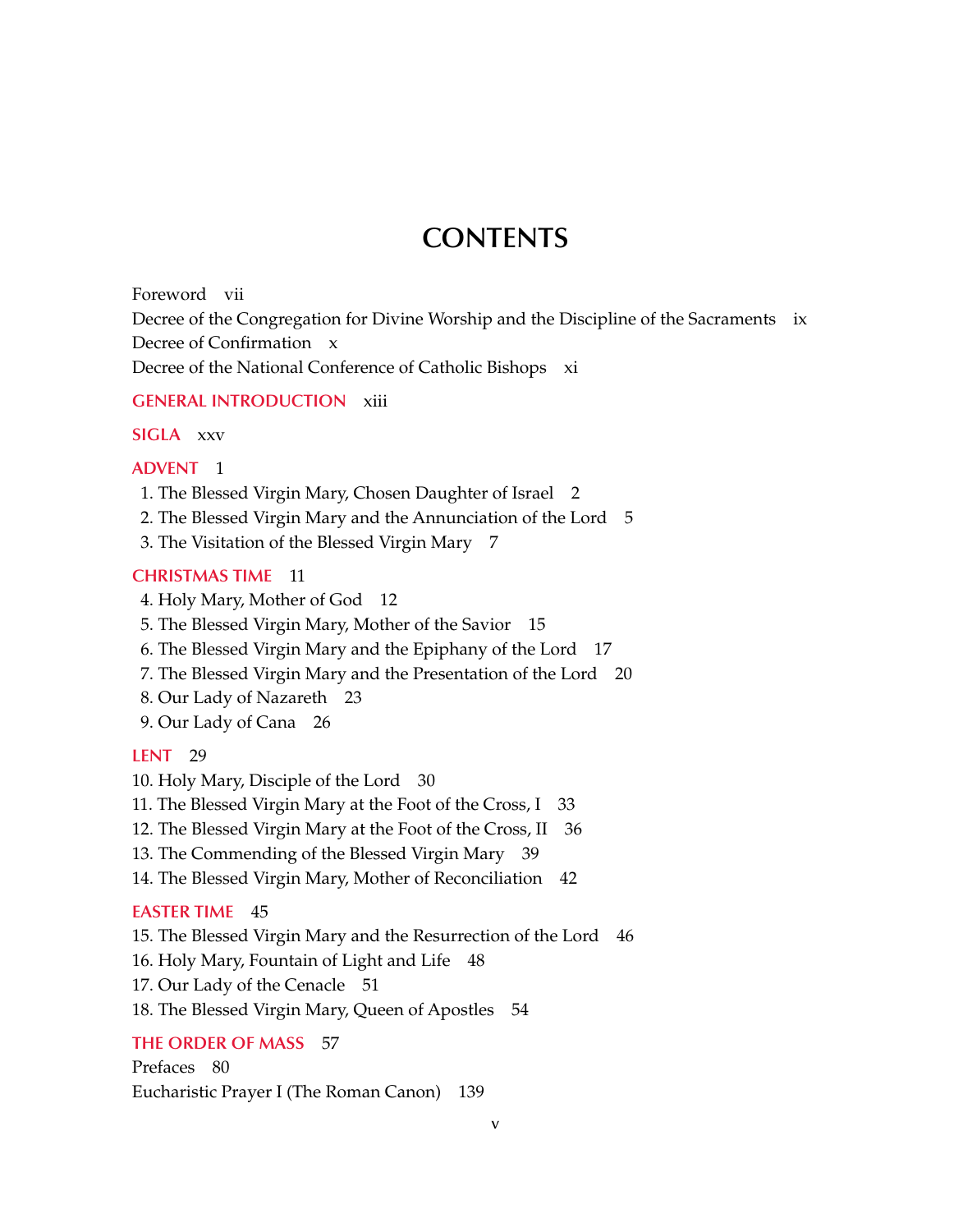# CONTENTS

Foreword vii

Decree of the Congregation for Divine Worship and the Discipline of the Sacraments ix

Decree of Confirmation x

Decree of the National Conference of Catholic Bishops xi

## GENERAL INTRODUCTION xiii

## SIGLA xxv

## ADVENT 1

1. The Blessed Virgin Mary, Chosen Daughter of Israel 2
2. The Blessed Virgin Mary and the Annunciation of the Lord 5
3. The Visitation of the Blessed Virgin Mary 7

## CHRISTMAS TIME 11

4. Holy Mary, Mother of God 12
5. The Blessed Virgin Mary, Mother of the Savior 15
6. The Blessed Virgin Mary and the Epiphany of the Lord 17
7. The Blessed Virgin Mary and the Presentation of the Lord 20
8. Our Lady of Nazareth 23
9. Our Lady of Cana 26

## LENT 29

10. Holy Mary, Disciple of the Lord 30
11. The Blessed Virgin Mary at the Foot of the Cross, I 33
12. The Blessed Virgin Mary at the Foot of the Cross, II 36
13. The Commending of the Blessed Virgin Mary 39
14. The Blessed Virgin Mary, Mother of Reconciliation 42

## EASTER TIME 45

15. The Blessed Virgin Mary and the Resurrection of the Lord 46
16. Holy Mary, Fountain of Light and Life 48
17. Our Lady of the Cenacle 51
18. The Blessed Virgin Mary, Queen of Apostles 54

## THE ORDER OF MASS 57

Prefaces 80

Eucharistic Prayer I (The Roman Canon) 139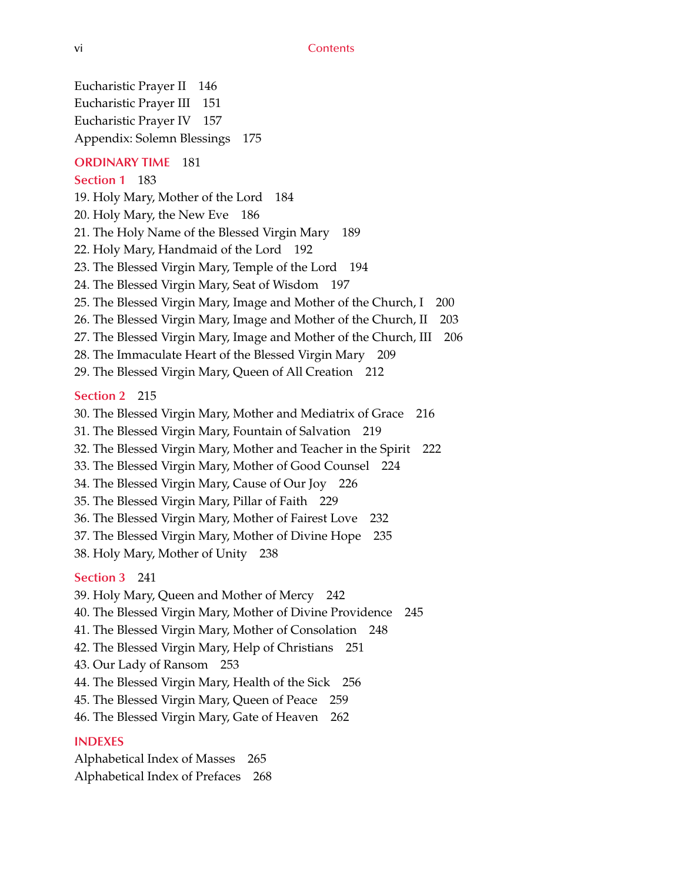Eucharistic Prayer II 146
Eucharistic Prayer III 151
Eucharistic Prayer IV 157
Appendix: Solemn Blessings 175

## ORDINARY TIME 181

### Section 1 183

19. Holy Mary, Mother of the Lord 184
20. Holy Mary, the New Eve 186
21. The Holy Name of the Blessed Virgin Mary 189
22. Holy Mary, Handmaid of the Lord 192
23. The Blessed Virgin Mary, Temple of the Lord 194
24. The Blessed Virgin Mary, Seat of Wisdom 197
25. The Blessed Virgin Mary, Image and Mother of the Church, I 200
26. The Blessed Virgin Mary, Image and Mother of the Church, II 203
27. The Blessed Virgin Mary, Image and Mother of the Church, III 206
28. The Immaculate Heart of the Blessed Virgin Mary 209
29. The Blessed Virgin Mary, Queen of All Creation 212

### Section 2 215

30. The Blessed Virgin Mary, Mother and Mediatrix of Grace 216
31. The Blessed Virgin Mary, Fountain of Salvation 219
32. The Blessed Virgin Mary, Mother and Teacher in the Spirit 222
33. The Blessed Virgin Mary, Mother of Good Counsel 224
34. The Blessed Virgin Mary, Cause of Our Joy 226
35. The Blessed Virgin Mary, Pillar of Faith 229
36. The Blessed Virgin Mary, Mother of Fairest Love 232
37. The Blessed Virgin Mary, Mother of Divine Hope 235
38. Holy Mary, Mother of Unity 238

### Section 3 241

39. Holy Mary, Queen and Mother of Mercy 242
40. The Blessed Virgin Mary, Mother of Divine Providence 245
41. The Blessed Virgin Mary, Mother of Consolation 248
42. The Blessed Virgin Mary, Help of Christians 251
43. Our Lady of Ransom 253
44. The Blessed Virgin Mary, Health of the Sick 256
45. The Blessed Virgin Mary, Queen of Peace 259
46. The Blessed Virgin Mary, Gate of Heaven 262

## INDEXES

Alphabetical Index of Masses 265
Alphabetical Index of Prefaces 268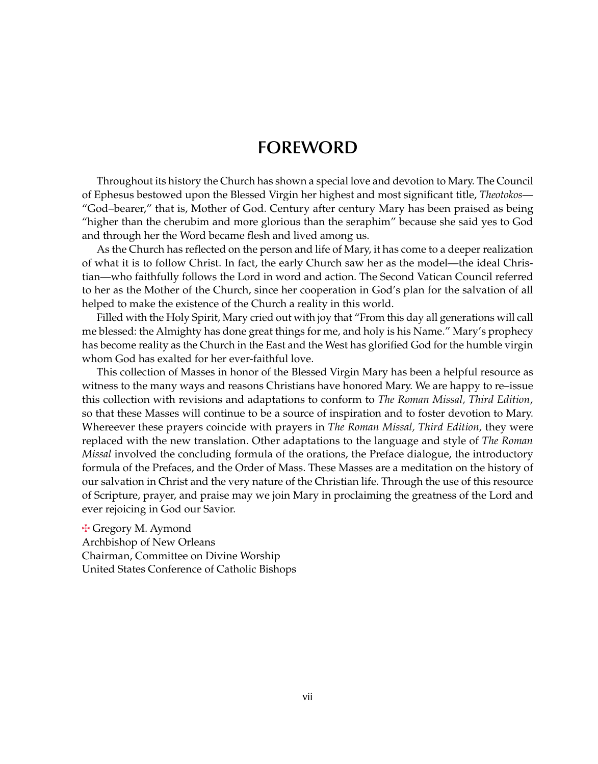# FOREWORD

Throughout its history the Church has shown a special love and devotion to Mary. The Council of Ephesus bestowed upon the Blessed Virgin her highest and most significant title, *Theotokos*—"God–bearer," that is, Mother of God. Century after century Mary has been praised as being "higher than the cherubim and more glorious than the seraphim" because she said yes to God and through her the Word became flesh and lived among us.

As the Church has reflected on the person and life of Mary, it has come to a deeper realization of what it is to follow Christ. In fact, the early Church saw her as the model—the ideal Christian—who faithfully follows the Lord in word and action. The Second Vatican Council referred to her as the Mother of the Church, since her cooperation in God's plan for the salvation of all helped to make the existence of the Church a reality in this world.

Filled with the Holy Spirit, Mary cried out with joy that "From this day all generations will call me blessed: the Almighty has done great things for me, and holy is his Name." Mary's prophecy has become reality as the Church in the East and the West has glorified God for the humble virgin whom God has exalted for her ever-faithful love.

This collection of Masses in honor of the Blessed Virgin Mary has been a helpful resource as witness to the many ways and reasons Christians have honored Mary. We are happy to re–issue this collection with revisions and adaptations to conform to *The Roman Missal, Third Edition*, so that these Masses will continue to be a source of inspiration and to foster devotion to Mary. Whereever these prayers coincide with prayers in *The Roman Missal, Third Edition,* they were replaced with the new translation. Other adaptations to the language and style of *The Roman Missal* involved the concluding formula of the orations, the Preface dialogue, the introductory formula of the Prefaces, and the Order of Mass. These Masses are a meditation on the history of our salvation in Christ and the very nature of the Christian life. Through the use of this resource of Scripture, prayer, and praise may we join Mary in proclaiming the greatness of the Lord and ever rejoicing in God our Savior.

✠ Gregory M. Aymond  
Archbishop of New Orleans  
Chairman, Committee on Divine Worship  
United States Conference of Catholic Bishops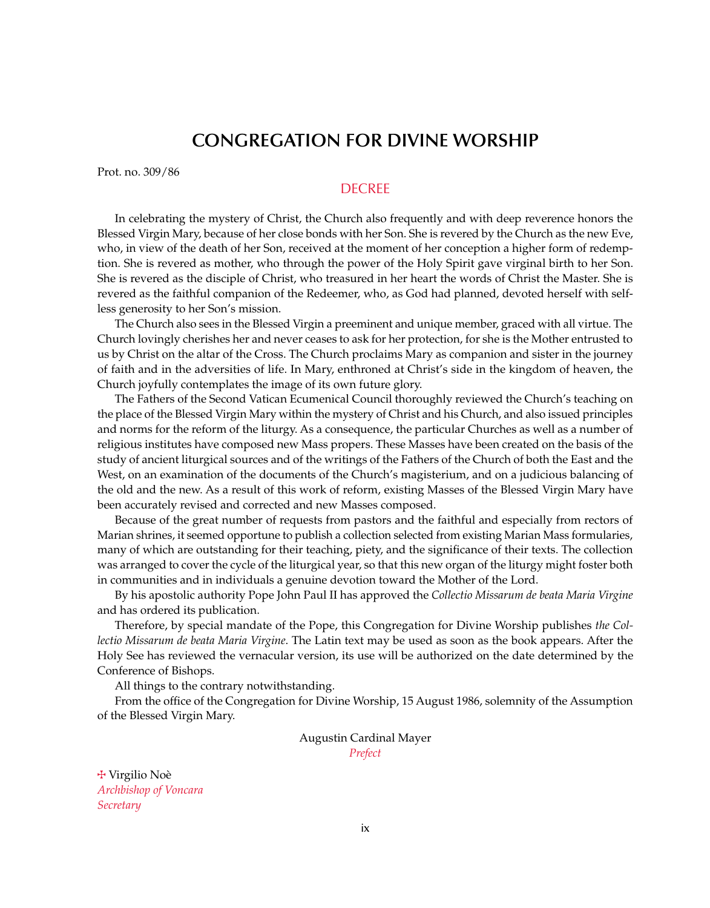# CONGREGATION FOR DIVINE WORSHIP

Prot. no. 309/86

## DECREE

In celebrating the mystery of Christ, the Church also frequently and with deep reverence honors the Blessed Virgin Mary, because of her close bonds with her Son. She is revered by the Church as the new Eve, who, in view of the death of her Son, received at the moment of her conception a higher form of redemption. She is revered as mother, who through the power of the Holy Spirit gave virginal birth to her Son. She is revered as the disciple of Christ, who treasured in her heart the words of Christ the Master. She is revered as the faithful companion of the Redeemer, who, as God had planned, devoted herself with selfless generosity to her Son's mission.

The Church also sees in the Blessed Virgin a preeminent and unique member, graced with all virtue. The Church lovingly cherishes her and never ceases to ask for her protection, for she is the Mother entrusted to us by Christ on the altar of the Cross. The Church proclaims Mary as companion and sister in the journey of faith and in the adversities of life. In Mary, enthroned at Christ's side in the kingdom of heaven, the Church joyfully contemplates the image of its own future glory.

The Fathers of the Second Vatican Ecumenical Council thoroughly reviewed the Church's teaching on the place of the Blessed Virgin Mary within the mystery of Christ and his Church, and also issued principles and norms for the reform of the liturgy. As a consequence, the particular Churches as well as a number of religious institutes have composed new Mass propers. These Masses have been created on the basis of the study of ancient liturgical sources and of the writings of the Fathers of the Church of both the East and the West, on an examination of the documents of the Church's magisterium, and on a judicious balancing of the old and the new. As a result of this work of reform, existing Masses of the Blessed Virgin Mary have been accurately revised and corrected and new Masses composed.

Because of the great number of requests from pastors and the faithful and especially from rectors of Marian shrines, it seemed opportune to publish a collection selected from existing Marian Mass formularies, many of which are outstanding for their teaching, piety, and the significance of their texts. The collection was arranged to cover the cycle of the liturgical year, so that this new organ of the liturgy might foster both in communities and in individuals a genuine devotion toward the Mother of the Lord.

By his apostolic authority Pope John Paul II has approved the *Collectio Missarum de beata Maria Virgine* and has ordered its publication.

Therefore, by special mandate of the Pope, this Congregation for Divine Worship publishes *the Collectio Missarum de beata Maria Virgine*. The Latin text may be used as soon as the book appears. After the Holy See has reviewed the vernacular version, its use will be authorized on the date determined by the Conference of Bishops.

All things to the contrary notwithstanding.

From the office of the Congregation for Divine Worship, 15 August 1986, solemnity of the Assumption of the Blessed Virgin Mary.

Augustin Cardinal Mayer
*Prefect*

✠ Virgilio Noè
*Archbishop of Voncara*
*Secretary*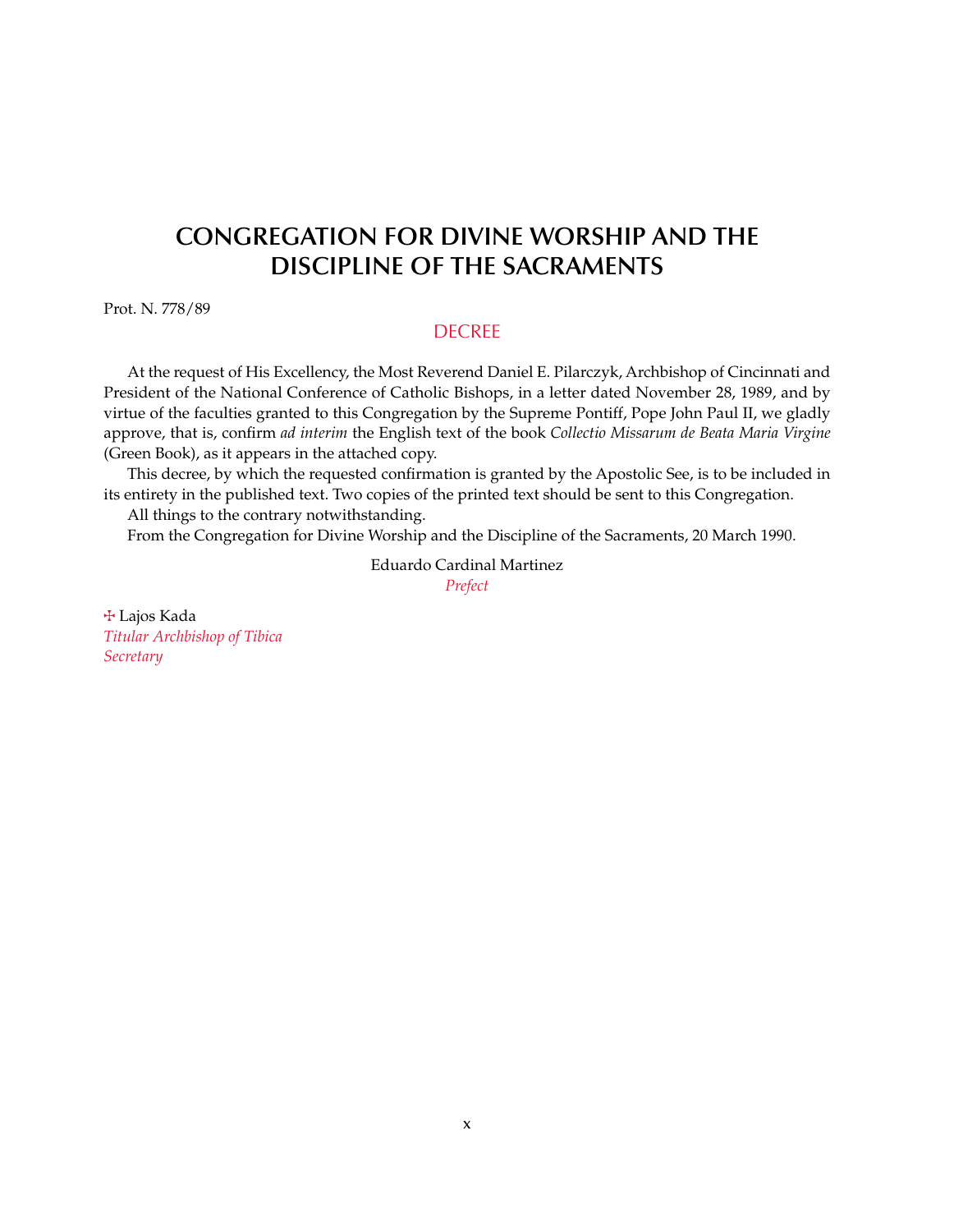# CONGREGATION FOR DIVINE WORSHIP AND THE DISCIPLINE OF THE SACRAMENTS

Prot. N. 778/89

## DECREE

At the request of His Excellency, the Most Reverend Daniel E. Pilarczyk, Archbishop of Cincinnati and President of the National Conference of Catholic Bishops, in a letter dated November 28, 1989, and by virtue of the faculties granted to this Congregation by the Supreme Pontiff, Pope John Paul II, we gladly approve, that is, confirm *ad interim* the English text of the book *Collectio Missarum de Beata Maria Virgine* (Green Book), as it appears in the attached copy.

This decree, by which the requested confirmation is granted by the Apostolic See, is to be included in its entirety in the published text. Two copies of the printed text should be sent to this Congregation.

All things to the contrary notwithstanding.

From the Congregation for Divine Worship and the Discipline of the Sacraments, 20 March 1990.

Eduardo Cardinal Martinez
*Prefect*

✠ Lajos Kada
*Titular Archbishop of Tibica*
*Secretary*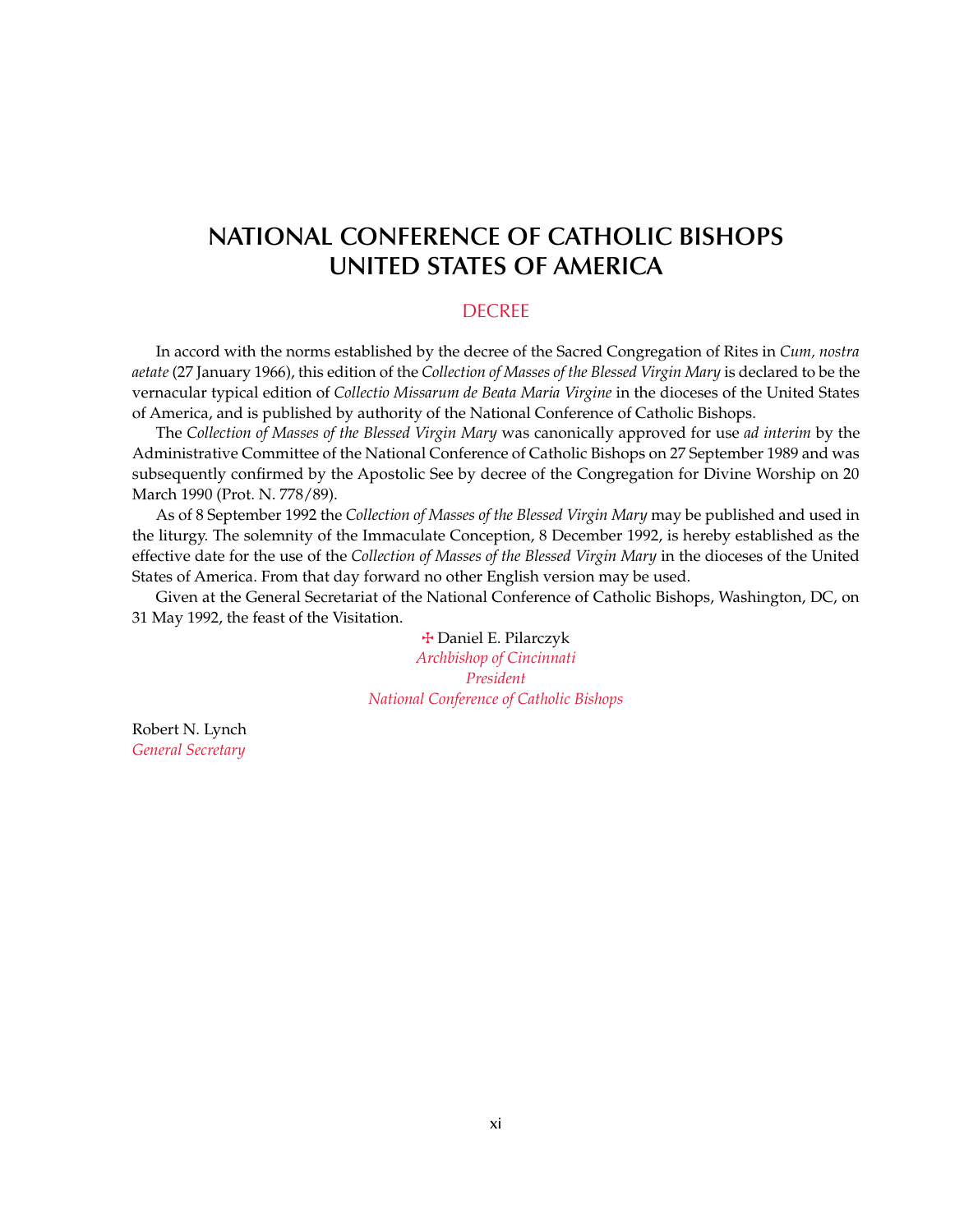# NATIONAL CONFERENCE OF CATHOLIC BISHOPS
# UNITED STATES OF AMERICA

## DECREE

In accord with the norms established by the decree of the Sacred Congregation of Rites in *Cum, nostra aetate* (27 January 1966), this edition of the *Collection of Masses of the Blessed Virgin Mary* is declared to be the vernacular typical edition of *Collectio Missarum de Beata Maria Virgine* in the dioceses of the United States of America, and is published by authority of the National Conference of Catholic Bishops.

The *Collection of Masses of the Blessed Virgin Mary* was canonically approved for use *ad interim* by the Administrative Committee of the National Conference of Catholic Bishops on 27 September 1989 and was subsequently confirmed by the Apostolic See by decree of the Congregation for Divine Worship on 20 March 1990 (Prot. N. 778/89).

As of 8 September 1992 the *Collection of Masses of the Blessed Virgin Mary* may be published and used in the liturgy. The solemnity of the Immaculate Conception, 8 December 1992, is hereby established as the effective date for the use of the *Collection of Masses of the Blessed Virgin Mary* in the dioceses of the United States of America. From that day forward no other English version may be used.

Given at the General Secretariat of the National Conference of Catholic Bishops, Washington, DC, on 31 May 1992, the feast of the Visitation.

✠ Daniel E. Pilarczyk
*Archbishop of Cincinnati*
*President*
*National Conference of Catholic Bishops*

Robert N. Lynch
*General Secretary*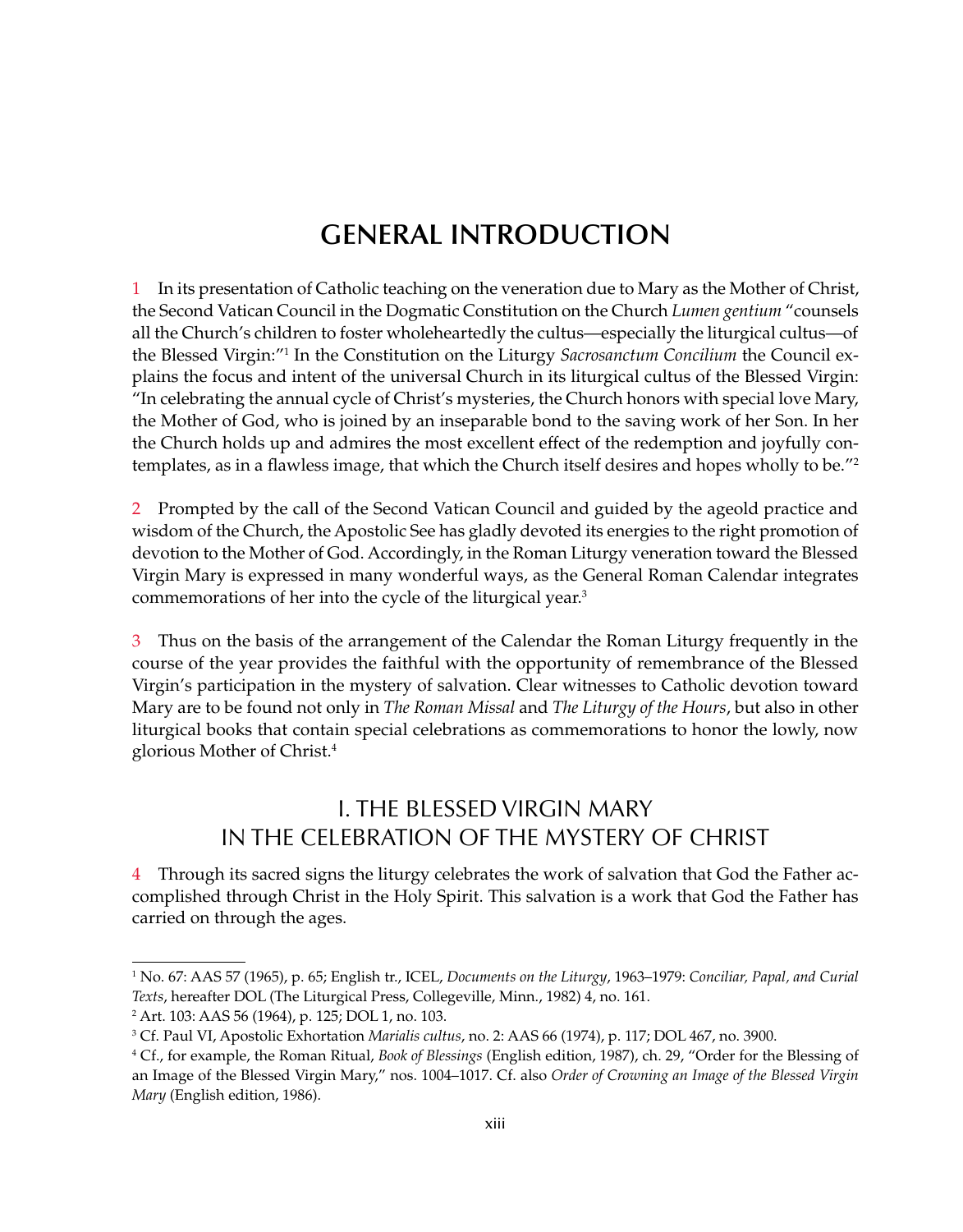# GENERAL INTRODUCTION

1 In its presentation of Catholic teaching on the veneration due to Mary as the Mother of Christ, the Second Vatican Council in the Dogmatic Constitution on the Church *Lumen gentium* "counsels all the Church's children to foster wholeheartedly the cultus—especially the liturgical cultus—of the Blessed Virgin:"[1] In the Constitution on the Liturgy *Sacrosanctum Concilium* the Council explains the focus and intent of the universal Church in its liturgical cultus of the Blessed Virgin: "In celebrating the annual cycle of Christ's mysteries, the Church honors with special love Mary, the Mother of God, who is joined by an inseparable bond to the saving work of her Son. In her the Church holds up and admires the most excellent effect of the redemption and joyfully contemplates, as in a flawless image, that which the Church itself desires and hopes wholly to be."[2]

2 Prompted by the call of the Second Vatican Council and guided by the ageold practice and wisdom of the Church, the Apostolic See has gladly devoted its energies to the right promotion of devotion to the Mother of God. Accordingly, in the Roman Liturgy veneration toward the Blessed Virgin Mary is expressed in many wonderful ways, as the General Roman Calendar integrates commemorations of her into the cycle of the liturgical year.[3]

3 Thus on the basis of the arrangement of the Calendar the Roman Liturgy frequently in the course of the year provides the faithful with the opportunity of remembrance of the Blessed Virgin's participation in the mystery of salvation. Clear witnesses to Catholic devotion toward Mary are to be found not only in *The Roman Missal* and *The Liturgy of the Hours*, but also in other liturgical books that contain special celebrations as commemorations to honor the lowly, now glorious Mother of Christ.[4]

## I. THE BLESSED VIRGIN MARY IN THE CELEBRATION OF THE MYSTERY OF CHRIST

4 Through its sacred signs the liturgy celebrates the work of salvation that God the Father accomplished through Christ in the Holy Spirit. This salvation is a work that God the Father has carried on through the ages.

---

[1] No. 67: AAS 57 (1965), p. 65; English tr., ICEL, *Documents on the Liturgy*, 1963–1979: *Conciliar, Papal, and Curial Texts*, hereafter DOL (The Liturgical Press, Collegeville, Minn., 1982) 4, no. 161.

[2] Art. 103: AAS 56 (1964), p. 125; DOL 1, no. 103.

[3] Cf. Paul VI, Apostolic Exhortation *Marialis cultus*, no. 2: AAS 66 (1974), p. 117; DOL 467, no. 3900.

[4] Cf., for example, the Roman Ritual, *Book of Blessings* (English edition, 1987), ch. 29, "Order for the Blessing of an Image of the Blessed Virgin Mary," nos. 1004–1017. Cf. also *Order of Crowning an Image of the Blessed Virgin Mary* (English edition, 1986).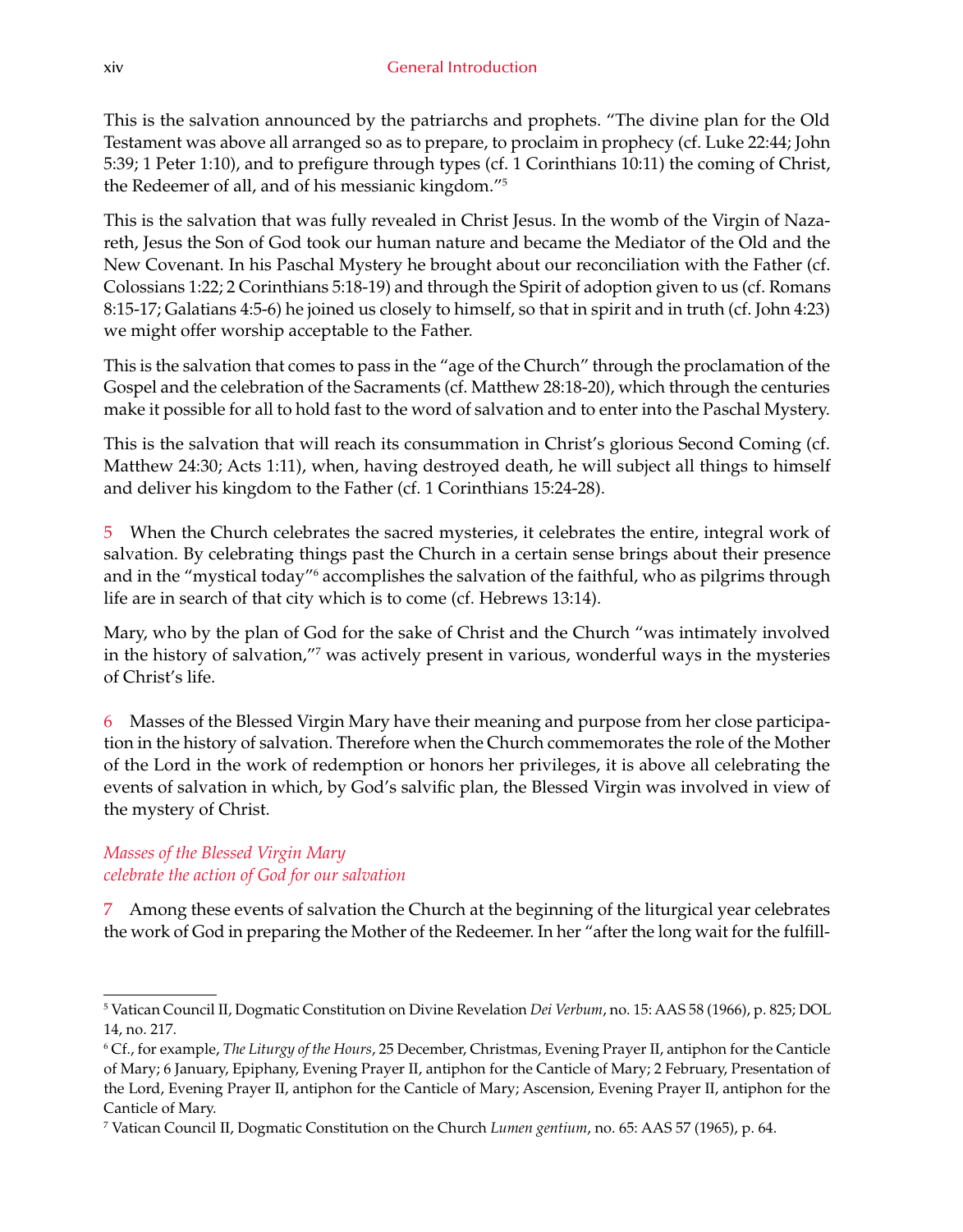This is the salvation announced by the patriarchs and prophets. "The divine plan for the Old Testament was above all arranged so as to prepare, to proclaim in prophecy (cf. Luke 22:44; John 5:39; 1 Peter 1:10), and to prefigure through types (cf. 1 Corinthians 10:11) the coming of Christ, the Redeemer of all, and of his messianic kingdom."[5]

This is the salvation that was fully revealed in Christ Jesus. In the womb of the Virgin of Nazareth, Jesus the Son of God took our human nature and became the Mediator of the Old and the New Covenant. In his Paschal Mystery he brought about our reconciliation with the Father (cf. Colossians 1:22; 2 Corinthians 5:18-19) and through the Spirit of adoption given to us (cf. Romans 8:15-17; Galatians 4:5-6) he joined us closely to himself, so that in spirit and in truth (cf. John 4:23) we might offer worship acceptable to the Father.

This is the salvation that comes to pass in the "age of the Church" through the proclamation of the Gospel and the celebration of the Sacraments (cf. Matthew 28:18-20), which through the centuries make it possible for all to hold fast to the word of salvation and to enter into the Paschal Mystery.

This is the salvation that will reach its consummation in Christ's glorious Second Coming (cf. Matthew 24:30; Acts 1:11), when, having destroyed death, he will subject all things to himself and deliver his kingdom to the Father (cf. 1 Corinthians 15:24-28).

5 When the Church celebrates the sacred mysteries, it celebrates the entire, integral work of salvation. By celebrating things past the Church in a certain sense brings about their presence and in the "mystical today"[6] accomplishes the salvation of the faithful, who as pilgrims through life are in search of that city which is to come (cf. Hebrews 13:14).

Mary, who by the plan of God for the sake of Christ and the Church "was intimately involved in the history of salvation,"[7] was actively present in various, wonderful ways in the mysteries of Christ's life.

6 Masses of the Blessed Virgin Mary have their meaning and purpose from her close participation in the history of salvation. Therefore when the Church commemorates the role of the Mother of the Lord in the work of redemption or honors her privileges, it is above all celebrating the events of salvation in which, by God's salvific plan, the Blessed Virgin was involved in view of the mystery of Christ.

*Masses of the Blessed Virgin Mary celebrate the action of God for our salvation*

7 Among these events of salvation the Church at the beginning of the liturgical year celebrates the work of God in preparing the Mother of the Redeemer. In her "after the long wait for the fulfill-

---

[5] Vatican Council II, Dogmatic Constitution on Divine Revelation *Dei Verbum*, no. 15: AAS 58 (1966), p. 825; DOL 14, no. 217.

[6] Cf., for example, *The Liturgy of the Hours*, 25 December, Christmas, Evening Prayer II, antiphon for the Canticle of Mary; 6 January, Epiphany, Evening Prayer II, antiphon for the Canticle of Mary; 2 February, Presentation of the Lord, Evening Prayer II, antiphon for the Canticle of Mary; Ascension, Evening Prayer II, antiphon for the Canticle of Mary.

[7] Vatican Council II, Dogmatic Constitution on the Church *Lumen gentium*, no. 65: AAS 57 (1965), p. 64.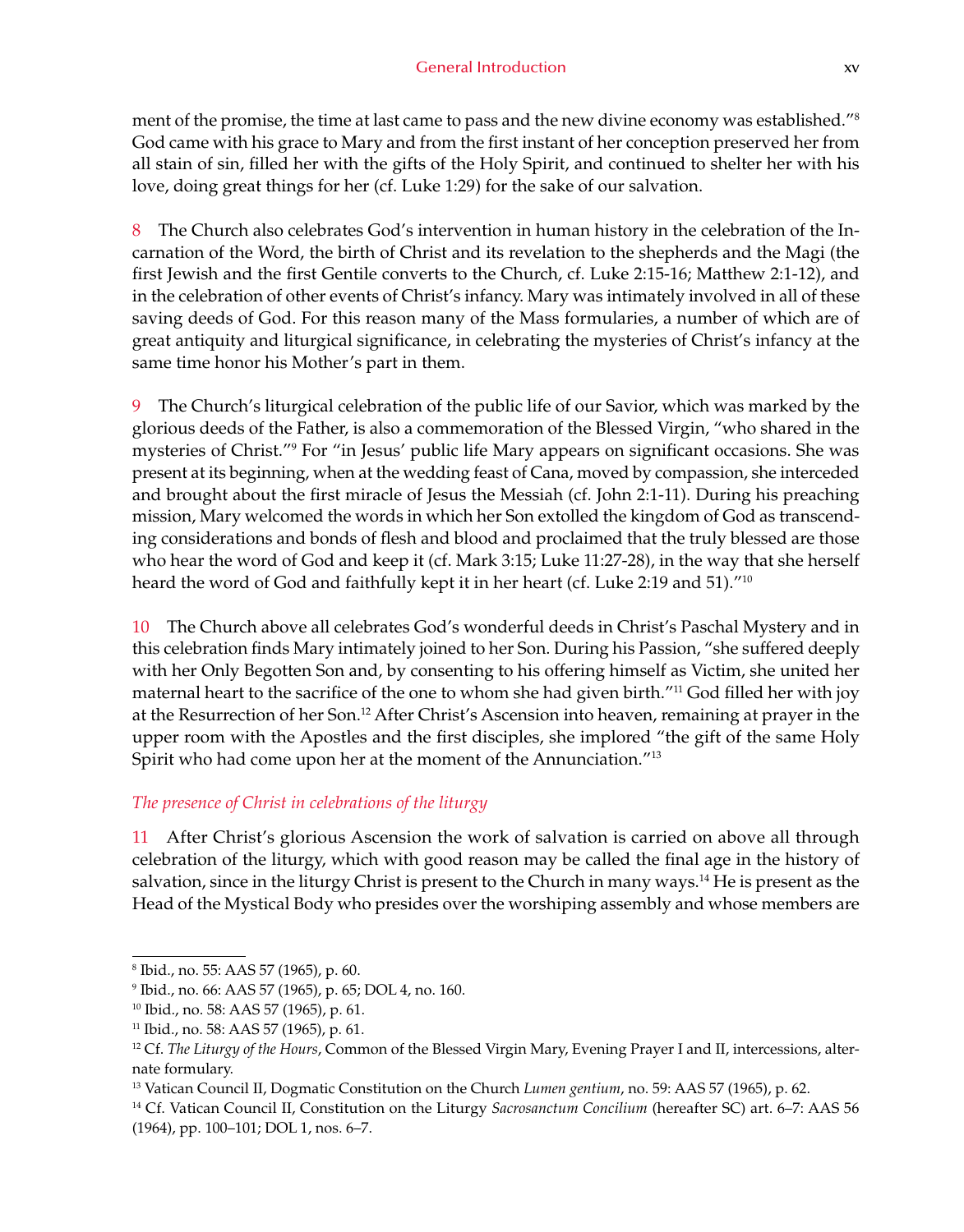ment of the promise, the time at last came to pass and the new divine economy was established."[8] God came with his grace to Mary and from the first instant of her conception preserved her from all stain of sin, filled her with the gifts of the Holy Spirit, and continued to shelter her with his love, doing great things for her (cf. Luke 1:29) for the sake of our salvation.

8 The Church also celebrates God's intervention in human history in the celebration of the Incarnation of the Word, the birth of Christ and its revelation to the shepherds and the Magi (the first Jewish and the first Gentile converts to the Church, cf. Luke 2:15-16; Matthew 2:1-12), and in the celebration of other events of Christ's infancy. Mary was intimately involved in all of these saving deeds of God. For this reason many of the Mass formularies, a number of which are of great antiquity and liturgical significance, in celebrating the mysteries of Christ's infancy at the same time honor his Mother's part in them.

9 The Church's liturgical celebration of the public life of our Savior, which was marked by the glorious deeds of the Father, is also a commemoration of the Blessed Virgin, "who shared in the mysteries of Christ."[9] For "in Jesus' public life Mary appears on significant occasions. She was present at its beginning, when at the wedding feast of Cana, moved by compassion, she interceded and brought about the first miracle of Jesus the Messiah (cf. John 2:1-11). During his preaching mission, Mary welcomed the words in which her Son extolled the kingdom of God as transcending considerations and bonds of flesh and blood and proclaimed that the truly blessed are those who hear the word of God and keep it (cf. Mark 3:15; Luke 11:27-28), in the way that she herself heard the word of God and faithfully kept it in her heart (cf. Luke 2:19 and 51)."[10]

10 The Church above all celebrates God's wonderful deeds in Christ's Paschal Mystery and in this celebration finds Mary intimately joined to her Son. During his Passion, "she suffered deeply with her Only Begotten Son and, by consenting to his offering himself as Victim, she united her maternal heart to the sacrifice of the one to whom she had given birth."[11] God filled her with joy at the Resurrection of her Son.[12] After Christ's Ascension into heaven, remaining at prayer in the upper room with the Apostles and the first disciples, she implored "the gift of the same Holy Spirit who had come upon her at the moment of the Annunciation."[13]

### *The presence of Christ in celebrations of the liturgy*

11 After Christ's glorious Ascension the work of salvation is carried on above all through celebration of the liturgy, which with good reason may be called the final age in the history of salvation, since in the liturgy Christ is present to the Church in many ways.[14] He is present as the Head of the Mystical Body who presides over the worshiping assembly and whose members are

---

[8] Ibid., no. 55: AAS 57 (1965), p. 60.

[9] Ibid., no. 66: AAS 57 (1965), p. 65; DOL 4, no. 160.

[10] Ibid., no. 58: AAS 57 (1965), p. 61.

[11] Ibid., no. 58: AAS 57 (1965), p. 61.

[12] Cf. *The Liturgy of the Hours*, Common of the Blessed Virgin Mary, Evening Prayer I and II, intercessions, alternate formulary.

[13] Vatican Council II, Dogmatic Constitution on the Church *Lumen gentium*, no. 59: AAS 57 (1965), p. 62.

[14] Cf. Vatican Council II, Constitution on the Liturgy *Sacrosanctum Concilium* (hereafter SC) art. 6–7: AAS 56 (1964), pp. 100–101; DOL 1, nos. 6–7.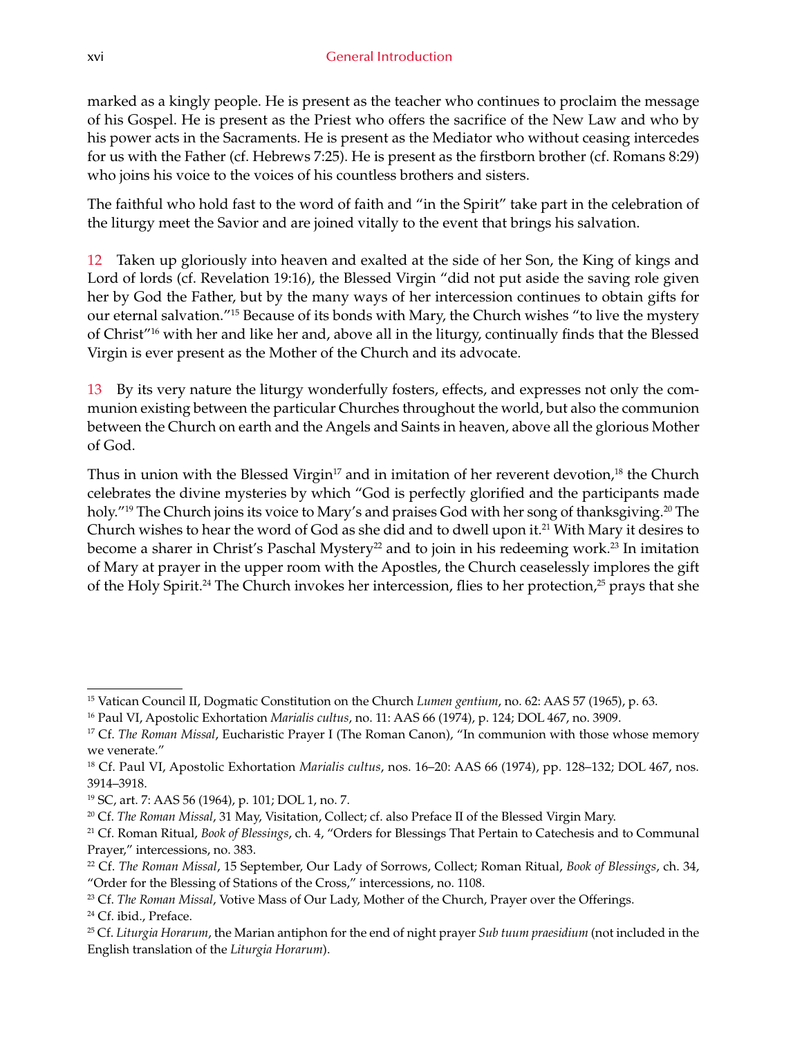marked as a kingly people. He is present as the teacher who continues to proclaim the message of his Gospel. He is present as the Priest who offers the sacrifice of the New Law and who by his power acts in the Sacraments. He is present as the Mediator who without ceasing intercedes for us with the Father (cf. Hebrews 7:25). He is present as the firstborn brother (cf. Romans 8:29) who joins his voice to the voices of his countless brothers and sisters.

The faithful who hold fast to the word of faith and "in the Spirit" take part in the celebration of the liturgy meet the Savior and are joined vitally to the event that brings his salvation.

12 Taken up gloriously into heaven and exalted at the side of her Son, the King of kings and Lord of lords (cf. Revelation 19:16), the Blessed Virgin "did not put aside the saving role given her by God the Father, but by the many ways of her intercession continues to obtain gifts for our eternal salvation."[15] Because of its bonds with Mary, the Church wishes "to live the mystery of Christ"[16] with her and like her and, above all in the liturgy, continually finds that the Blessed Virgin is ever present as the Mother of the Church and its advocate.

13 By its very nature the liturgy wonderfully fosters, effects, and expresses not only the communion existing between the particular Churches throughout the world, but also the communion between the Church on earth and the Angels and Saints in heaven, above all the glorious Mother of God.

Thus in union with the Blessed Virgin[17] and in imitation of her reverent devotion,[18] the Church celebrates the divine mysteries by which "God is perfectly glorified and the participants made holy."[19] The Church joins its voice to Mary's and praises God with her song of thanksgiving.[20] The Church wishes to hear the word of God as she did and to dwell upon it.[21] With Mary it desires to become a sharer in Christ's Paschal Mystery[22] and to join in his redeeming work.[23] In imitation of Mary at prayer in the upper room with the Apostles, the Church ceaselessly implores the gift of the Holy Spirit.[24] The Church invokes her intercession, flies to her protection,[25] prays that she

---

[15] Vatican Council II, Dogmatic Constitution on the Church *Lumen gentium*, no. 62: AAS 57 (1965), p. 63.

[16] Paul VI, Apostolic Exhortation *Marialis cultus*, no. 11: AAS 66 (1974), p. 124; DOL 467, no. 3909.

[17] Cf. *The Roman Missal*, Eucharistic Prayer I (The Roman Canon), "In communion with those whose memory we venerate."

[18] Cf. Paul VI, Apostolic Exhortation *Marialis cultus*, nos. 16–20: AAS 66 (1974), pp. 128–132; DOL 467, nos. 3914–3918.

[19] SC, art. 7: AAS 56 (1964), p. 101; DOL 1, no. 7.

[20] Cf. *The Roman Missal*, 31 May, Visitation, Collect; cf. also Preface II of the Blessed Virgin Mary.

[21] Cf. Roman Ritual, *Book of Blessings*, ch. 4, "Orders for Blessings That Pertain to Catechesis and to Communal Prayer," intercessions, no. 383.

[22] Cf. *The Roman Missal*, 15 September, Our Lady of Sorrows, Collect; Roman Ritual, *Book of Blessings*, ch. 34, "Order for the Blessing of Stations of the Cross," intercessions, no. 1108.

[23] Cf. *The Roman Missal*, Votive Mass of Our Lady, Mother of the Church, Prayer over the Offerings.

[24] Cf. ibid., Preface.

[25] Cf. *Liturgia Horarum*, the Marian antiphon for the end of night prayer *Sub tuum praesidium* (not included in the English translation of the *Liturgia Horarum*).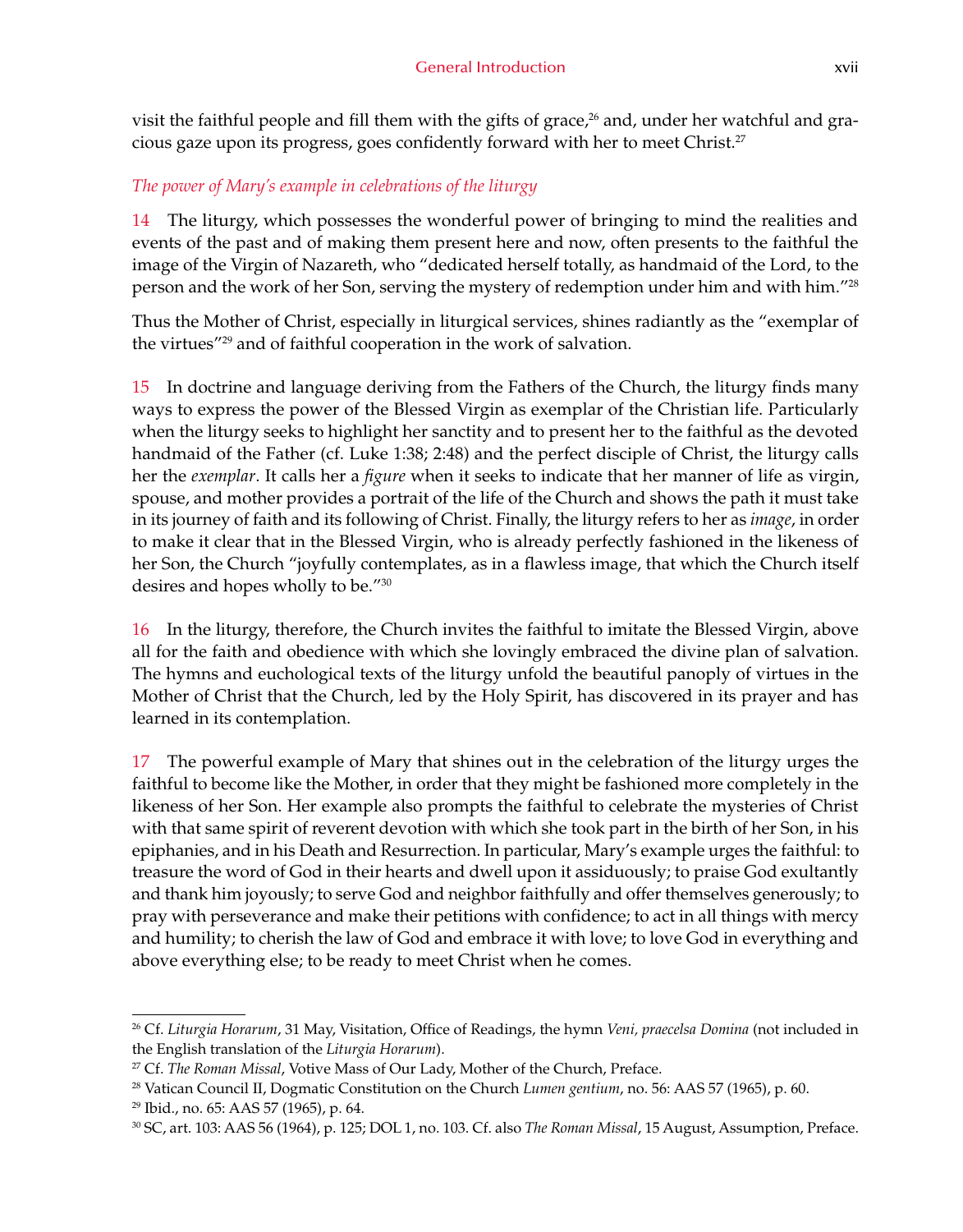visit the faithful people and fill them with the gifts of grace,[26] and, under her watchful and gracious gaze upon its progress, goes confidently forward with her to meet Christ.[27]

### *The power of Mary's example in celebrations of the liturgy*

14 The liturgy, which possesses the wonderful power of bringing to mind the realities and events of the past and of making them present here and now, often presents to the faithful the image of the Virgin of Nazareth, who "dedicated herself totally, as handmaid of the Lord, to the person and the work of her Son, serving the mystery of redemption under him and with him."[28]

Thus the Mother of Christ, especially in liturgical services, shines radiantly as the "exemplar of the virtues"[29] and of faithful cooperation in the work of salvation.

15 In doctrine and language deriving from the Fathers of the Church, the liturgy finds many ways to express the power of the Blessed Virgin as exemplar of the Christian life. Particularly when the liturgy seeks to highlight her sanctity and to present her to the faithful as the devoted handmaid of the Father (cf. Luke 1:38; 2:48) and the perfect disciple of Christ, the liturgy calls her the *exemplar*. It calls her a *figure* when it seeks to indicate that her manner of life as virgin, spouse, and mother provides a portrait of the life of the Church and shows the path it must take in its journey of faith and its following of Christ. Finally, the liturgy refers to her as *image*, in order to make it clear that in the Blessed Virgin, who is already perfectly fashioned in the likeness of her Son, the Church "joyfully contemplates, as in a flawless image, that which the Church itself desires and hopes wholly to be."[30]

16 In the liturgy, therefore, the Church invites the faithful to imitate the Blessed Virgin, above all for the faith and obedience with which she lovingly embraced the divine plan of salvation. The hymns and euchological texts of the liturgy unfold the beautiful panoply of virtues in the Mother of Christ that the Church, led by the Holy Spirit, has discovered in its prayer and has learned in its contemplation.

17 The powerful example of Mary that shines out in the celebration of the liturgy urges the faithful to become like the Mother, in order that they might be fashioned more completely in the likeness of her Son. Her example also prompts the faithful to celebrate the mysteries of Christ with that same spirit of reverent devotion with which she took part in the birth of her Son, in his epiphanies, and in his Death and Resurrection. In particular, Mary's example urges the faithful: to treasure the word of God in their hearts and dwell upon it assiduously; to praise God exultantly and thank him joyously; to serve God and neighbor faithfully and offer themselves generously; to pray with perseverance and make their petitions with confidence; to act in all things with mercy and humility; to cherish the law of God and embrace it with love; to love God in everything and above everything else; to be ready to meet Christ when he comes.

---

[26] Cf. *Liturgia Horarum*, 31 May, Visitation, Office of Readings, the hymn *Veni, praecelsa Domina* (not included in the English translation of the *Liturgia Horarum*).

[27] Cf. *The Roman Missal*, Votive Mass of Our Lady, Mother of the Church, Preface.

[28] Vatican Council II, Dogmatic Constitution on the Church *Lumen gentium*, no. 56: AAS 57 (1965), p. 60.

[29] Ibid., no. 65: AAS 57 (1965), p. 64.

[30] SC, art. 103: AAS 56 (1964), p. 125; DOL 1, no. 103. Cf. also *The Roman Missal*, 15 August, Assumption, Preface.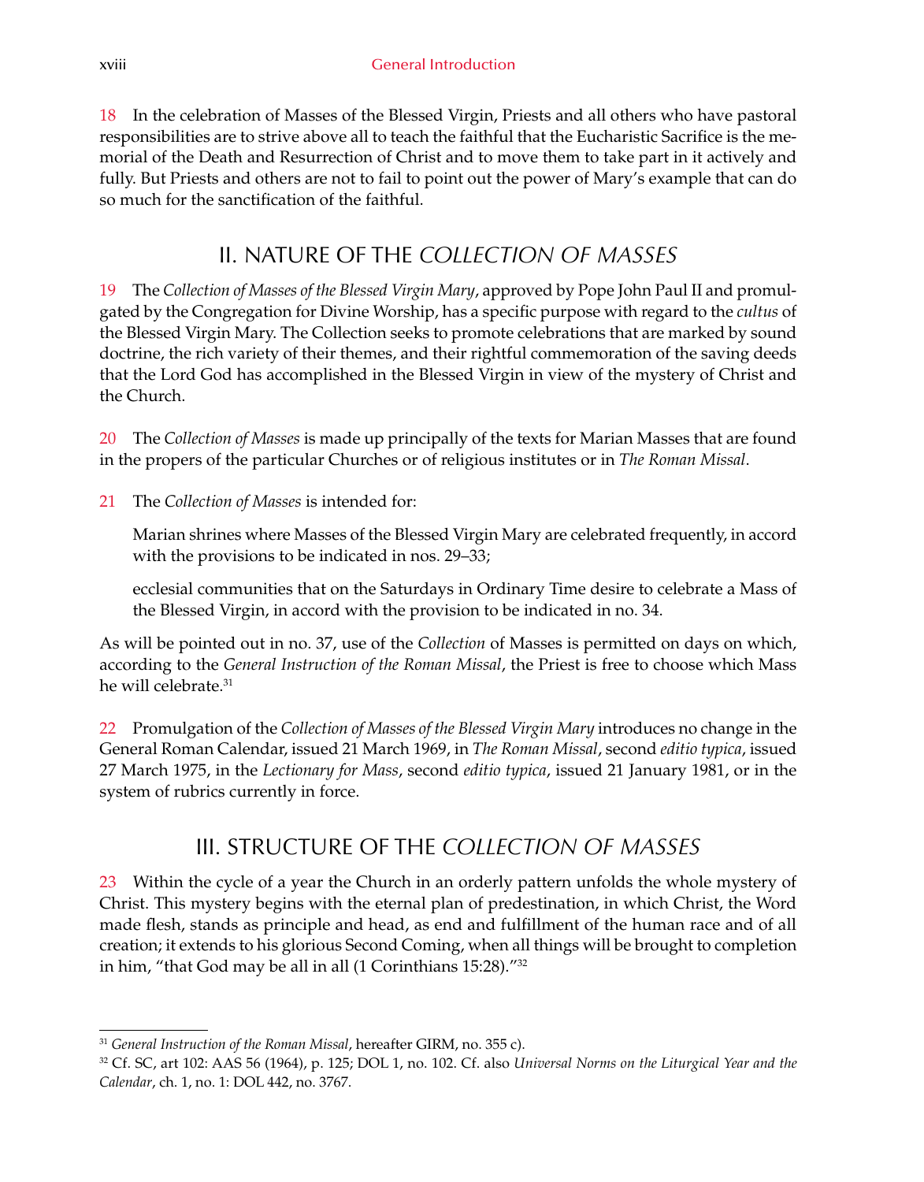18 In the celebration of Masses of the Blessed Virgin, Priests and all others who have pastoral responsibilities are to strive above all to teach the faithful that the Eucharistic Sacrifice is the memorial of the Death and Resurrection of Christ and to move them to take part in it actively and fully. But Priests and others are not to fail to point out the power of Mary's example that can do so much for the sanctification of the faithful.

## II. NATURE OF THE *COLLECTION OF MASSES*

19 The *Collection of Masses of the Blessed Virgin Mary*, approved by Pope John Paul II and promulgated by the Congregation for Divine Worship, has a specific purpose with regard to the *cultus* of the Blessed Virgin Mary. The Collection seeks to promote celebrations that are marked by sound doctrine, the rich variety of their themes, and their rightful commemoration of the saving deeds that the Lord God has accomplished in the Blessed Virgin in view of the mystery of Christ and the Church.

20 The *Collection of Masses* is made up principally of the texts for Marian Masses that are found in the propers of the particular Churches or of religious institutes or in *The Roman Missal*.

21 The *Collection of Masses* is intended for:

Marian shrines where Masses of the Blessed Virgin Mary are celebrated frequently, in accord with the provisions to be indicated in nos. 29–33;

ecclesial communities that on the Saturdays in Ordinary Time desire to celebrate a Mass of the Blessed Virgin, in accord with the provision to be indicated in no. 34.

As will be pointed out in no. 37, use of the *Collection* of Masses is permitted on days on which, according to the *General Instruction of the Roman Missal*, the Priest is free to choose which Mass he will celebrate.[31]

22 Promulgation of the *Collection of Masses of the Blessed Virgin Mary* introduces no change in the General Roman Calendar, issued 21 March 1969, in *The Roman Missal*, second *editio typica*, issued 27 March 1975, in the *Lectionary for Mass*, second *editio typica*, issued 21 January 1981, or in the system of rubrics currently in force.

## III. STRUCTURE OF THE *COLLECTION OF MASSES*

23 Within the cycle of a year the Church in an orderly pattern unfolds the whole mystery of Christ. This mystery begins with the eternal plan of predestination, in which Christ, the Word made flesh, stands as principle and head, as end and fulfillment of the human race and of all creation; it extends to his glorious Second Coming, when all things will be brought to completion in him, "that God may be all in all (1 Corinthians 15:28)."[32]

---

[31] *General Instruction of the Roman Missal*, hereafter GIRM, no. 355 c).

[32] Cf. SC, art 102: AAS 56 (1964), p. 125; DOL 1, no. 102. Cf. also *Universal Norms on the Liturgical Year and the Calendar*, ch. 1, no. 1: DOL 442, no. 3767.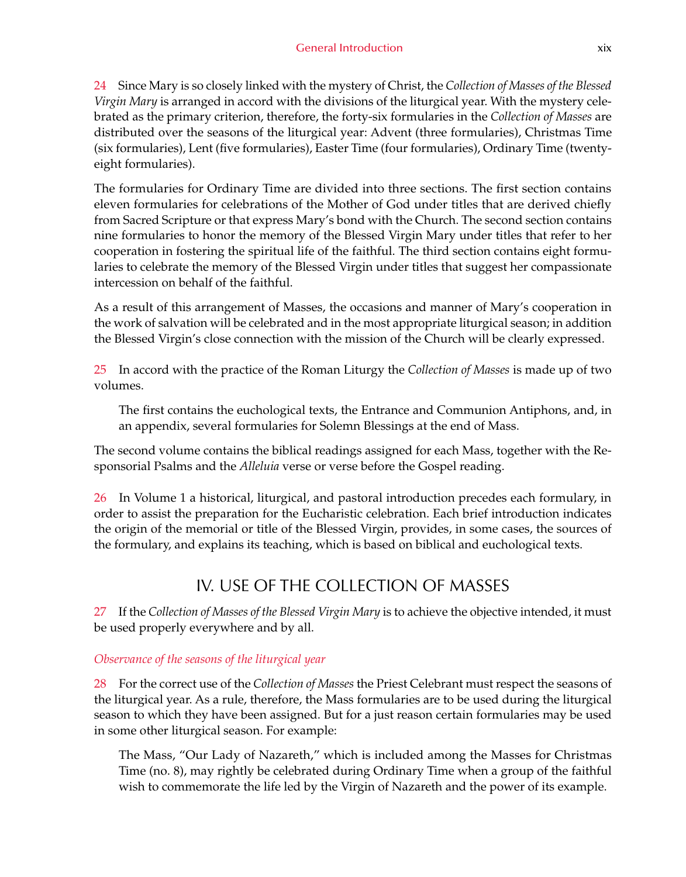24 Since Mary is so closely linked with the mystery of Christ, the *Collection of Masses of the Blessed Virgin Mary* is arranged in accord with the divisions of the liturgical year. With the mystery celebrated as the primary criterion, therefore, the forty-six formularies in the *Collection of Masses* are distributed over the seasons of the liturgical year: Advent (three formularies), Christmas Time (six formularies), Lent (five formularies), Easter Time (four formularies), Ordinary Time (twenty-eight formularies).

The formularies for Ordinary Time are divided into three sections. The first section contains eleven formularies for celebrations of the Mother of God under titles that are derived chiefly from Sacred Scripture or that express Mary's bond with the Church. The second section contains nine formularies to honor the memory of the Blessed Virgin Mary under titles that refer to her cooperation in fostering the spiritual life of the faithful. The third section contains eight formularies to celebrate the memory of the Blessed Virgin under titles that suggest her compassionate intercession on behalf of the faithful.

As a result of this arrangement of Masses, the occasions and manner of Mary's cooperation in the work of salvation will be celebrated and in the most appropriate liturgical season; in addition the Blessed Virgin's close connection with the mission of the Church will be clearly expressed.

25 In accord with the practice of the Roman Liturgy the *Collection of Masses* is made up of two volumes.

> The first contains the euchological texts, the Entrance and Communion Antiphons, and, in an appendix, several formularies for Solemn Blessings at the end of Mass.

The second volume contains the biblical readings assigned for each Mass, together with the Responsorial Psalms and the *Alleluia* verse or verse before the Gospel reading.

26 In Volume 1 a historical, liturgical, and pastoral introduction precedes each formulary, in order to assist the preparation for the Eucharistic celebration. Each brief introduction indicates the origin of the memorial or title of the Blessed Virgin, provides, in some cases, the sources of the formulary, and explains its teaching, which is based on biblical and euchological texts.

## IV. USE OF THE COLLECTION OF MASSES

27 If the *Collection of Masses of the Blessed Virgin Mary* is to achieve the objective intended, it must be used properly everywhere and by all.

### *Observance of the seasons of the liturgical year*

28 For the correct use of the *Collection of Masses* the Priest Celebrant must respect the seasons of the liturgical year. As a rule, therefore, the Mass formularies are to be used during the liturgical season to which they have been assigned. But for a just reason certain formularies may be used in some other liturgical season. For example:

> The Mass, "Our Lady of Nazareth," which is included among the Masses for Christmas Time (no. 8), may rightly be celebrated during Ordinary Time when a group of the faithful wish to commemorate the life led by the Virgin of Nazareth and the power of its example.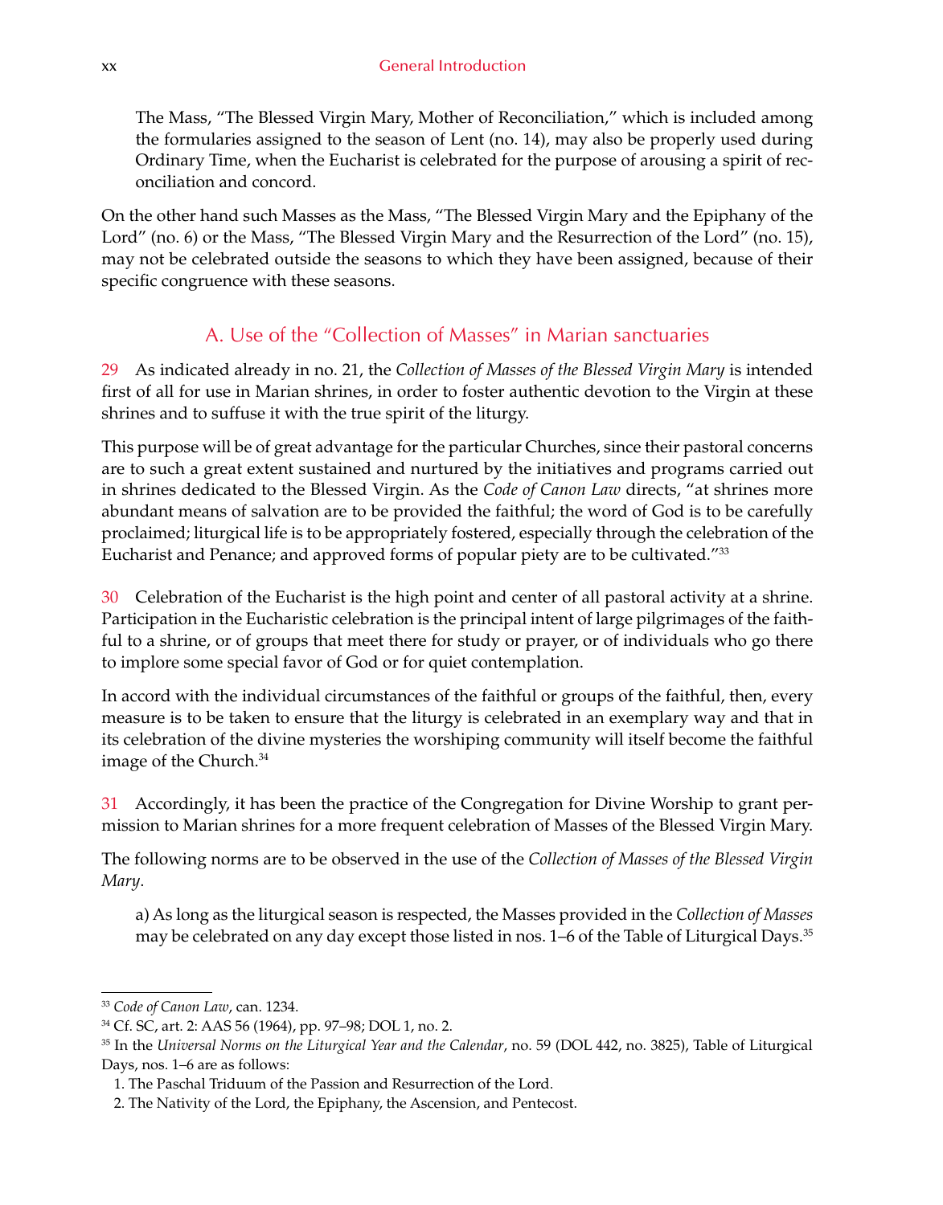The Mass, "The Blessed Virgin Mary, Mother of Reconciliation," which is included among the formularies assigned to the season of Lent (no. 14), may also be properly used during Ordinary Time, when the Eucharist is celebrated for the purpose of arousing a spirit of reconciliation and concord.

On the other hand such Masses as the Mass, "The Blessed Virgin Mary and the Epiphany of the Lord" (no. 6) or the Mass, "The Blessed Virgin Mary and the Resurrection of the Lord" (no. 15), may not be celebrated outside the seasons to which they have been assigned, because of their specific congruence with these seasons.

## A. Use of the "Collection of Masses" in Marian sanctuaries

29 As indicated already in no. 21, the *Collection of Masses of the Blessed Virgin Mary* is intended first of all for use in Marian shrines, in order to foster authentic devotion to the Virgin at these shrines and to suffuse it with the true spirit of the liturgy.

This purpose will be of great advantage for the particular Churches, since their pastoral concerns are to such a great extent sustained and nurtured by the initiatives and programs carried out in shrines dedicated to the Blessed Virgin. As the *Code of Canon Law* directs, "at shrines more abundant means of salvation are to be provided the faithful; the word of God is to be carefully proclaimed; liturgical life is to be appropriately fostered, especially through the celebration of the Eucharist and Penance; and approved forms of popular piety are to be cultivated."[33]

30 Celebration of the Eucharist is the high point and center of all pastoral activity at a shrine. Participation in the Eucharistic celebration is the principal intent of large pilgrimages of the faithful to a shrine, or of groups that meet there for study or prayer, or of individuals who go there to implore some special favor of God or for quiet contemplation.

In accord with the individual circumstances of the faithful or groups of the faithful, then, every measure is to be taken to ensure that the liturgy is celebrated in an exemplary way and that in its celebration of the divine mysteries the worshiping community will itself become the faithful image of the Church.[34]

31 Accordingly, it has been the practice of the Congregation for Divine Worship to grant permission to Marian shrines for a more frequent celebration of Masses of the Blessed Virgin Mary.

The following norms are to be observed in the use of the *Collection of Masses of the Blessed Virgin Mary*.

a) As long as the liturgical season is respected, the Masses provided in the *Collection of Masses* may be celebrated on any day except those listed in nos. 1–6 of the Table of Liturgical Days.[35]

---

[33] *Code of Canon Law*, can. 1234.

[34] Cf. SC, art. 2: AAS 56 (1964), pp. 97–98; DOL 1, no. 2.

[35] In the *Universal Norms on the Liturgical Year and the Calendar*, no. 59 (DOL 442, no. 3825), Table of Liturgical Days, nos. 1–6 are as follows:

1. The Paschal Triduum of the Passion and Resurrection of the Lord.
2. The Nativity of the Lord, the Epiphany, the Ascension, and Pentecost.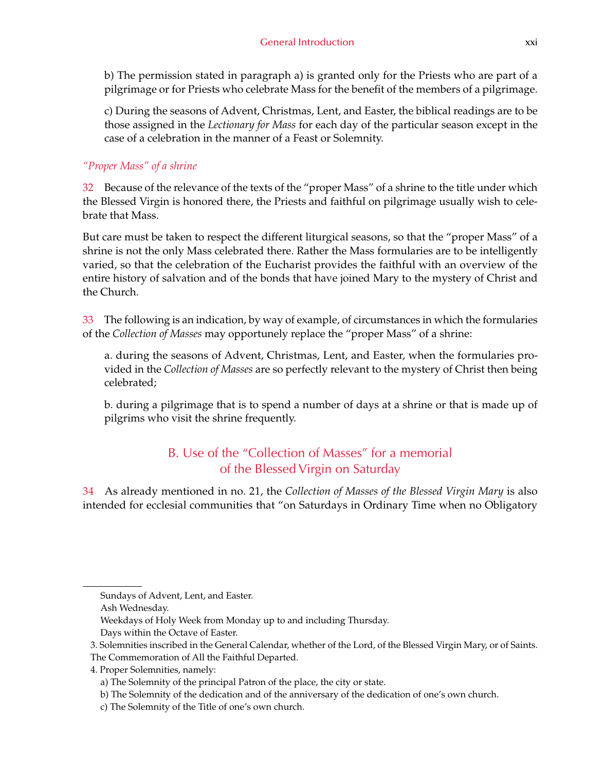b) The permission stated in paragraph a) is granted only for the Priests who are part of a pilgrimage or for Priests who celebrate Mass for the benefit of the members of a pilgrimage.

c) During the seasons of Advent, Christmas, Lent, and Easter, the biblical readings are to be those assigned in the *Lectionary for Mass* for each day of the particular season except in the case of a celebration in the manner of a Feast or Solemnity.

*"Proper Mass" of a shrine*

32 Because of the relevance of the texts of the "proper Mass" of a shrine to the title under which the Blessed Virgin is honored there, the Priests and faithful on pilgrimage usually wish to celebrate that Mass.

But care must be taken to respect the different liturgical seasons, so that the "proper Mass" of a shrine is not the only Mass celebrated there. Rather the Mass formularies are to be intelligently varied, so that the celebration of the Eucharist provides the faithful with an overview of the entire history of salvation and of the bonds that have joined Mary to the mystery of Christ and the Church.

33 The following is an indication, by way of example, of circumstances in which the formularies of the *Collection of Masses* may opportunely replace the "proper Mass" of a shrine:

a. during the seasons of Advent, Christmas, Lent, and Easter, when the formularies provided in the *Collection of Masses* are so perfectly relevant to the mystery of Christ then being celebrated;

b. during a pilgrimage that is to spend a number of days at a shrine or that is made up of pilgrims who visit the shrine frequently.

## B. Use of the "Collection of Masses" for a memorial of the Blessed Virgin on Saturday

34 As already mentioned in no. 21, the *Collection of Masses of the Blessed Virgin Mary* is also intended for ecclesial communities that "on Saturdays in Ordinary Time when no Obligatory

---

Sundays of Advent, Lent, and Easter.
Ash Wednesday.
Weekdays of Holy Week from Monday up to and including Thursday.
Days within the Octave of Easter.

3. Solemnities inscribed in the General Calendar, whether of the Lord, of the Blessed Virgin Mary, or of Saints.
The Commemoration of All the Faithful Departed.

4. Proper Solemnities, namely:
   a) The Solemnity of the principal Patron of the place, the city or state.
   b) The Solemnity of the dedication and of the anniversary of the dedication of one's own church.
   c) The Solemnity of the Title of one's own church.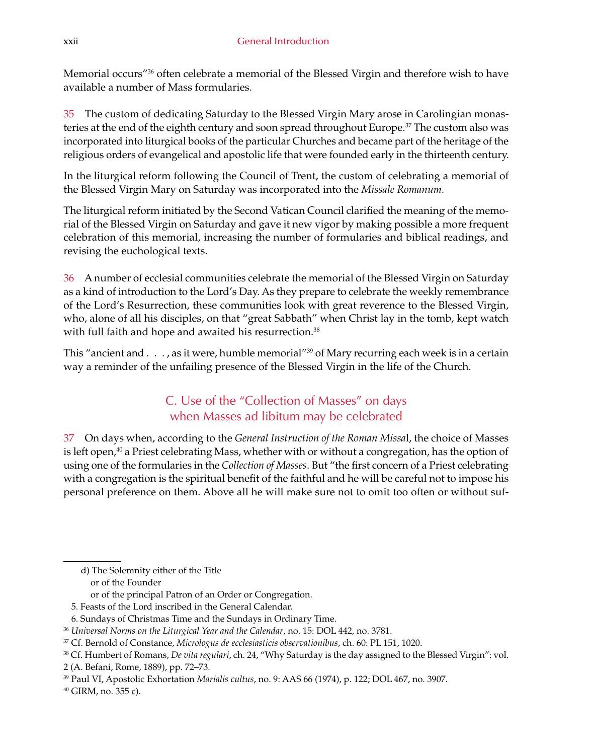Memorial occurs"[36] often celebrate a memorial of the Blessed Virgin and therefore wish to have available a number of Mass formularies.

35 The custom of dedicating Saturday to the Blessed Virgin Mary arose in Carolingian monasteries at the end of the eighth century and soon spread throughout Europe.[37] The custom also was incorporated into liturgical books of the particular Churches and became part of the heritage of the religious orders of evangelical and apostolic life that were founded early in the thirteenth century.

In the liturgical reform following the Council of Trent, the custom of celebrating a memorial of the Blessed Virgin Mary on Saturday was incorporated into the *Missale Romanum.*

The liturgical reform initiated by the Second Vatican Council clarified the meaning of the memorial of the Blessed Virgin on Saturday and gave it new vigor by making possible a more frequent celebration of this memorial, increasing the number of formularies and biblical readings, and revising the euchological texts.

36 A number of ecclesial communities celebrate the memorial of the Blessed Virgin on Saturday as a kind of introduction to the Lord's Day. As they prepare to celebrate the weekly remembrance of the Lord's Resurrection, these communities look with great reverence to the Blessed Virgin, who, alone of all his disciples, on that "great Sabbath" when Christ lay in the tomb, kept watch with full faith and hope and awaited his resurrection.[38]

This "ancient and . . . , as it were, humble memorial"[39] of Mary recurring each week is in a certain way a reminder of the unfailing presence of the Blessed Virgin in the life of the Church.

## C. Use of the "Collection of Masses" on days when Masses ad libitum may be celebrated

37 On days when, according to the *General Instruction of the Roman Missa*l, the choice of Masses is left open,[40] a Priest celebrating Mass, whether with or without a congregation, has the option of using one of the formularies in the *Collection of Masses*. But "the first concern of a Priest celebrating with a congregation is the spiritual benefit of the faithful and he will be careful not to impose his personal preference on them. Above all he will make sure not to omit too often or without suf-

---

d) The Solemnity either of the Title
or of the Founder
or of the principal Patron of an Order or Congregation.

5. Feasts of the Lord inscribed in the General Calendar.
6. Sundays of Christmas Time and the Sundays in Ordinary Time.

[36] *Universal Norms on the Liturgical Year and the Calendar*, no. 15: DOL 442, no. 3781.

[37] Cf. Bernold of Constance, *Micrologus de ecclesiasticis observationibus*, ch. 60: PL 151, 1020.

[38] Cf. Humbert of Romans, *De vita regulari*, ch. 24, "Why Saturday is the day assigned to the Blessed Virgin": vol. 2 (A. Befani, Rome, 1889), pp. 72–73.

[39] Paul VI, Apostolic Exhortation *Marialis cultus*, no. 9: AAS 66 (1974), p. 122; DOL 467, no. 3907.

[40] GIRM, no. 355 c).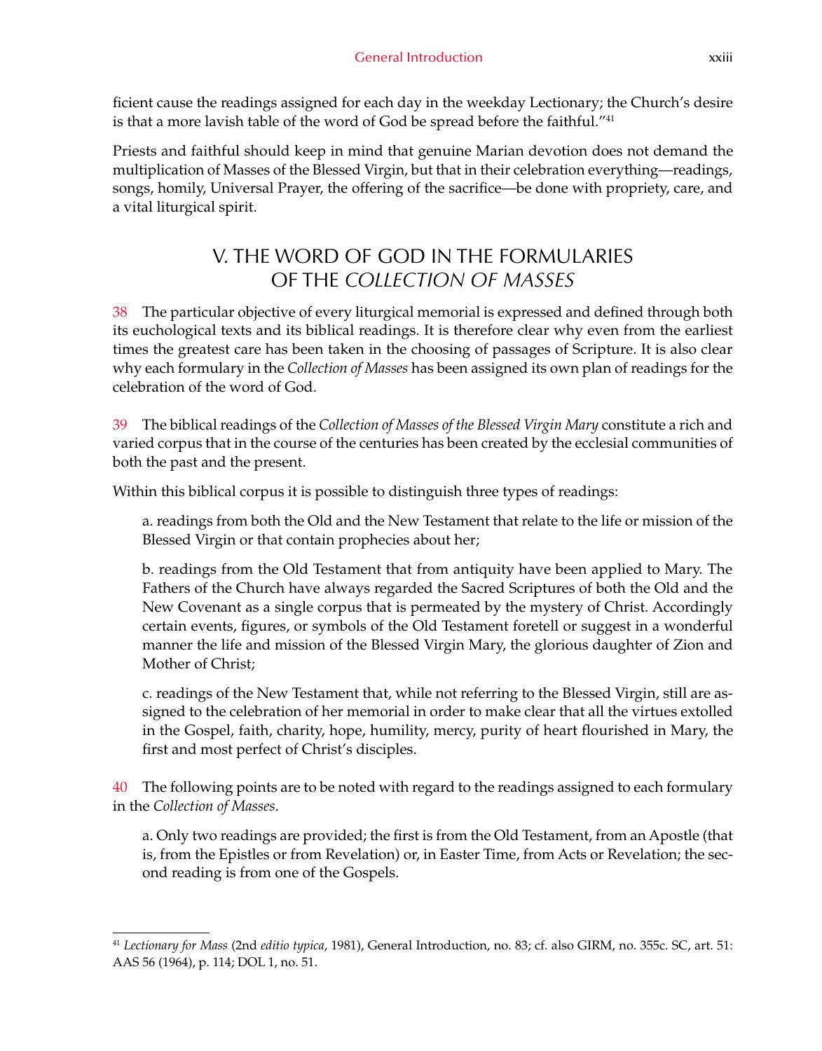ficient cause the readings assigned for each day in the weekday Lectionary; the Church's desire is that a more lavish table of the word of God be spread before the faithful."[41]

Priests and faithful should keep in mind that genuine Marian devotion does not demand the multiplication of Masses of the Blessed Virgin, but that in their celebration everything—readings, songs, homily, Universal Prayer, the offering of the sacrifice—be done with propriety, care, and a vital liturgical spirit.

## V. THE WORD OF GOD IN THE FORMULARIES OF THE *COLLECTION OF MASSES*

38 The particular objective of every liturgical memorial is expressed and defined through both its euchological texts and its biblical readings. It is therefore clear why even from the earliest times the greatest care has been taken in the choosing of passages of Scripture. It is also clear why each formulary in the *Collection of Masses* has been assigned its own plan of readings for the celebration of the word of God.

39 The biblical readings of the *Collection of Masses of the Blessed Virgin Mary* constitute a rich and varied corpus that in the course of the centuries has been created by the ecclesial communities of both the past and the present.

Within this biblical corpus it is possible to distinguish three types of readings:

a. readings from both the Old and the New Testament that relate to the life or mission of the Blessed Virgin or that contain prophecies about her;

b. readings from the Old Testament that from antiquity have been applied to Mary. The Fathers of the Church have always regarded the Sacred Scriptures of both the Old and the New Covenant as a single corpus that is permeated by the mystery of Christ. Accordingly certain events, figures, or symbols of the Old Testament foretell or suggest in a wonderful manner the life and mission of the Blessed Virgin Mary, the glorious daughter of Zion and Mother of Christ;

c. readings of the New Testament that, while not referring to the Blessed Virgin, still are assigned to the celebration of her memorial in order to make clear that all the virtues extolled in the Gospel, faith, charity, hope, humility, mercy, purity of heart flourished in Mary, the first and most perfect of Christ's disciples.

40 The following points are to be noted with regard to the readings assigned to each formulary in the *Collection of Masses*.

a. Only two readings are provided; the first is from the Old Testament, from an Apostle (that is, from the Epistles or from Revelation) or, in Easter Time, from Acts or Revelation; the second reading is from one of the Gospels.

---

[41] *Lectionary for Mass* (2nd *editio typica*, 1981), General Introduction, no. 83; cf. also GIRM, no. 355c. SC, art. 51: AAS 56 (1964), p. 114; DOL 1, no. 51.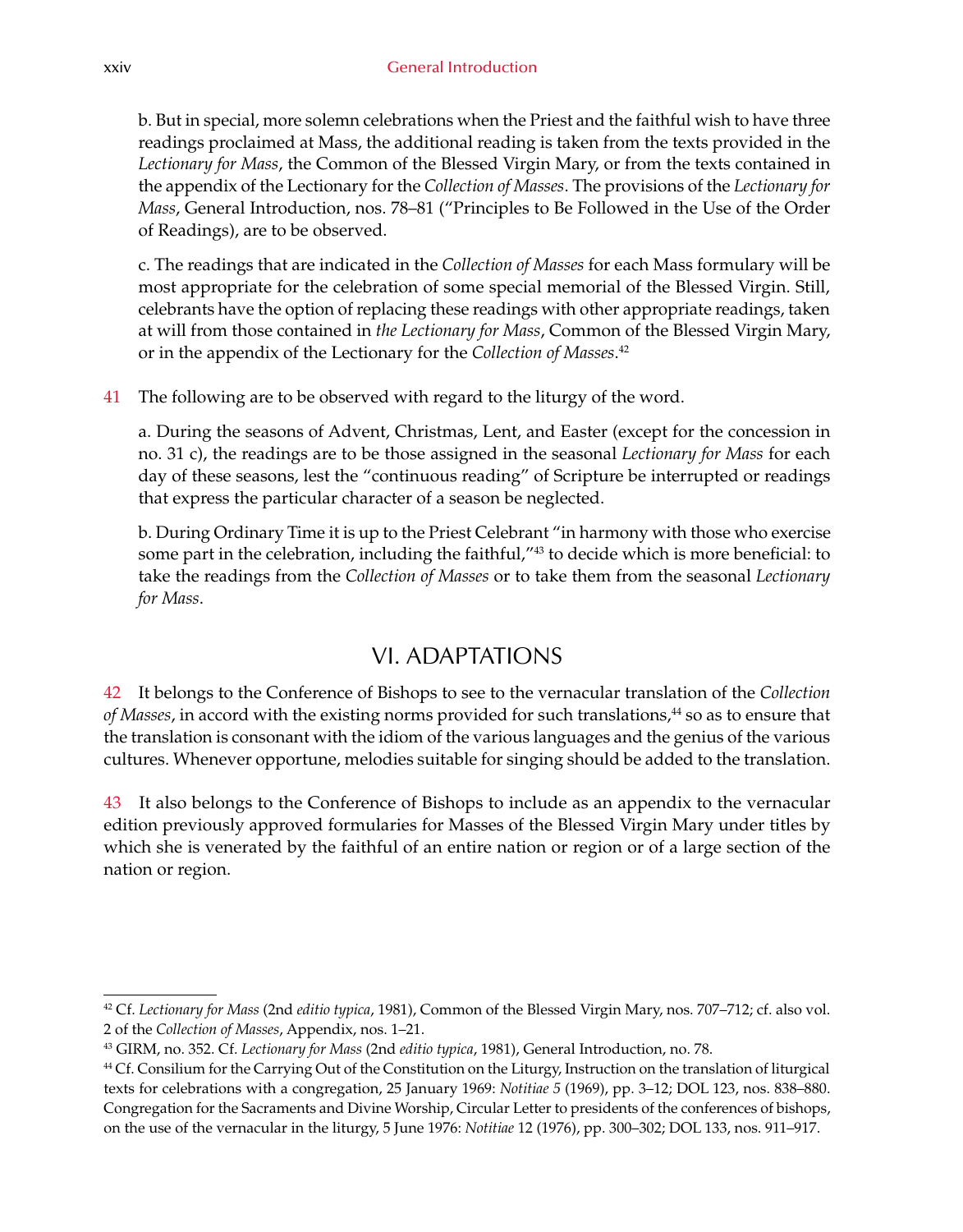b. But in special, more solemn celebrations when the Priest and the faithful wish to have three readings proclaimed at Mass, the additional reading is taken from the texts provided in the *Lectionary for Mass*, the Common of the Blessed Virgin Mary, or from the texts contained in the appendix of the Lectionary for the *Collection of Masses*. The provisions of the *Lectionary for Mass*, General Introduction, nos. 78–81 ("Principles to Be Followed in the Use of the Order of Readings), are to be observed.

c. The readings that are indicated in the *Collection of Masses* for each Mass formulary will be most appropriate for the celebration of some special memorial of the Blessed Virgin. Still, celebrants have the option of replacing these readings with other appropriate readings, taken at will from those contained in *the Lectionary for Mass*, Common of the Blessed Virgin Mary, or in the appendix of the Lectionary for the *Collection of Masses*.[42]

41 The following are to be observed with regard to the liturgy of the word.

a. During the seasons of Advent, Christmas, Lent, and Easter (except for the concession in no. 31 c), the readings are to be those assigned in the seasonal *Lectionary for Mass* for each day of these seasons, lest the "continuous reading" of Scripture be interrupted or readings that express the particular character of a season be neglected.

b. During Ordinary Time it is up to the Priest Celebrant "in harmony with those who exercise some part in the celebration, including the faithful,"[43] to decide which is more beneficial: to take the readings from the *Collection of Masses* or to take them from the seasonal *Lectionary for Mass*.

## VI. ADAPTATIONS

42 It belongs to the Conference of Bishops to see to the vernacular translation of the *Collection of Masses*, in accord with the existing norms provided for such translations,[44] so as to ensure that the translation is consonant with the idiom of the various languages and the genius of the various cultures. Whenever opportune, melodies suitable for singing should be added to the translation.

43 It also belongs to the Conference of Bishops to include as an appendix to the vernacular edition previously approved formularies for Masses of the Blessed Virgin Mary under titles by which she is venerated by the faithful of an entire nation or region or of a large section of the nation or region.

---

[42] Cf. *Lectionary for Mass* (2nd *editio typica*, 1981), Common of the Blessed Virgin Mary, nos. 707–712; cf. also vol. 2 of the *Collection of Masses*, Appendix, nos. 1–21.

[43] GIRM, no. 352. Cf. *Lectionary for Mass* (2nd *editio typica*, 1981), General Introduction, no. 78.

[44] Cf. Consilium for the Carrying Out of the Constitution on the Liturgy, Instruction on the translation of liturgical texts for celebrations with a congregation, 25 January 1969: *Notitiae 5* (1969), pp. 3–12; DOL 123, nos. 838–880. Congregation for the Sacraments and Divine Worship, Circular Letter to presidents of the conferences of bishops, on the use of the vernacular in the liturgy, 5 June 1976: *Notitiae* 12 (1976), pp. 300–302; DOL 133, nos. 911–917.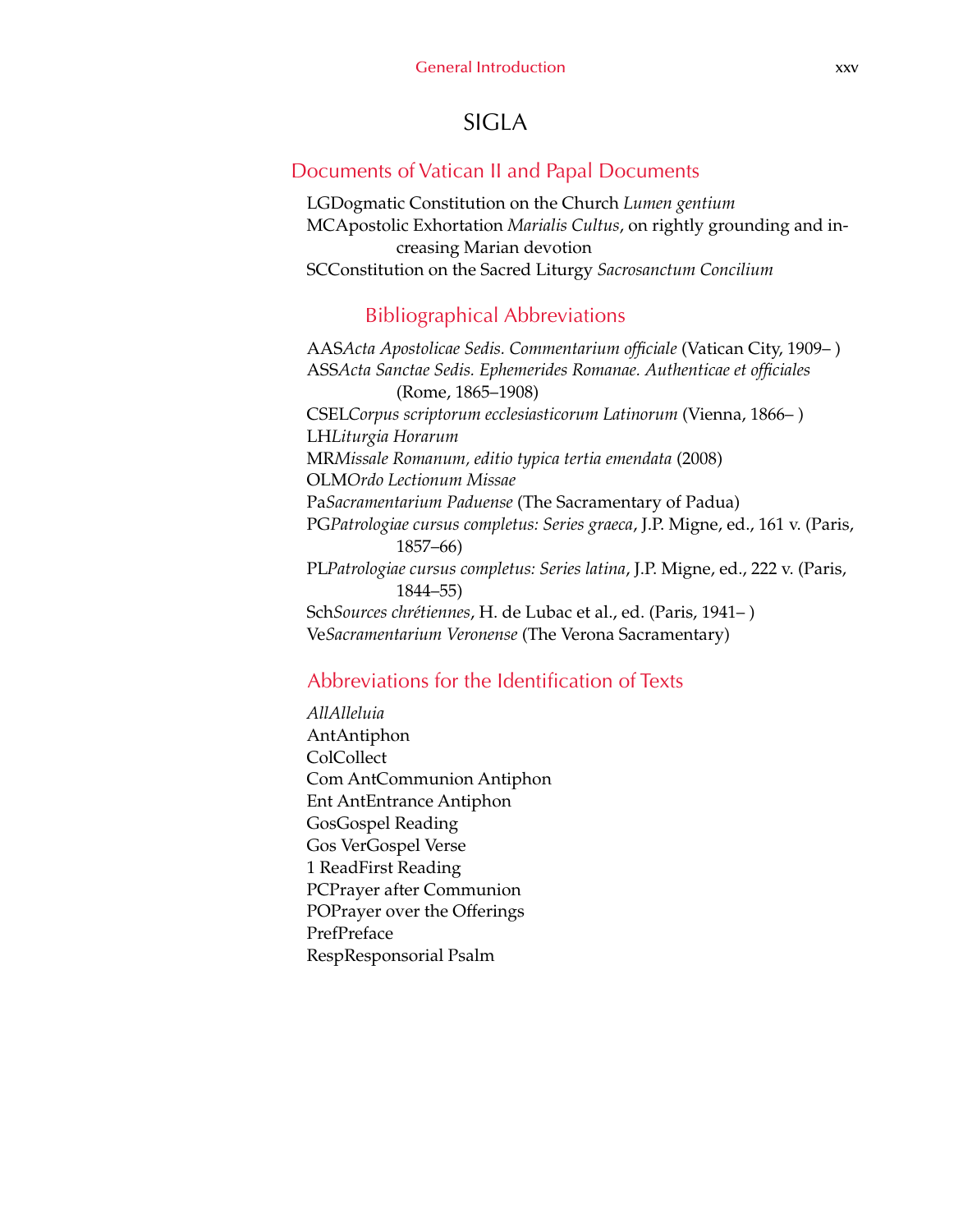# SIGLA

## Documents of Vatican II and Papal Documents

LGDogmatic Constitution on the Church *Lumen gentium*
MCApostolic Exhortation *Marialis Cultus*, on rightly grounding and increasing Marian devotion
SCConstitution on the Sacred Liturgy *Sacrosanctum Concilium*

## Bibliographical Abbreviations

AAS*Acta Apostolicae Sedis. Commentarium officiale* (Vatican City, 1909– )
ASS*Acta Sanctae Sedis. Ephemerides Romanae. Authenticae et officiales* (Rome, 1865–1908)
CSEL*Corpus scriptorum ecclesiasticorum Latinorum* (Vienna, 1866– )
LH*Liturgia Horarum*
MR*Missale Romanum, editio typica tertia emendata* (2008)
OLM*Ordo Lectionum Missae*
Pa*Sacramentarium Paduense* (The Sacramentary of Padua)
PG*Patrologiae cursus completus: Series graeca*, J.P. Migne, ed., 161 v. (Paris, 1857–66)
PL*Patrologiae cursus completus: Series latina*, J.P. Migne, ed., 222 v. (Paris, 1844–55)
Sch*Sources chrétiennes*, H. de Lubac et al., ed. (Paris, 1941– )
Ve*Sacramentarium Veronense* (The Verona Sacramentary)

## Abbreviations for the Identification of Texts

*AllAlleluia*
AntAntiphon
ColCollect
Com AntCommunion Antiphon
Ent AntEntrance Antiphon
GosGospel Reading
Gos VerGospel Verse
1 ReadFirst Reading
PCPrayer after Communion
POPrayer over the Offerings
PrefPreface
RespResponsorial Psalm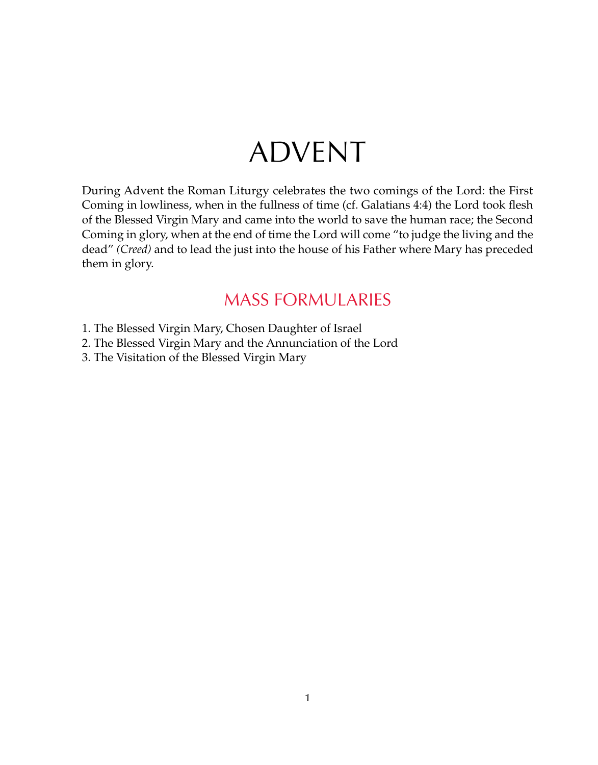# ADVENT

During Advent the Roman Liturgy celebrates the two comings of the Lord: the First Coming in lowliness, when in the fullness of time (cf. Galatians 4:4) the Lord took flesh of the Blessed Virgin Mary and came into the world to save the human race; the Second Coming in glory, when at the end of time the Lord will come "to judge the living and the dead" *(Creed)* and to lead the just into the house of his Father where Mary has preceded them in glory.

## MASS FORMULARIES

1. The Blessed Virgin Mary, Chosen Daughter of Israel
2. The Blessed Virgin Mary and the Annunciation of the Lord
3. The Visitation of the Blessed Virgin Mary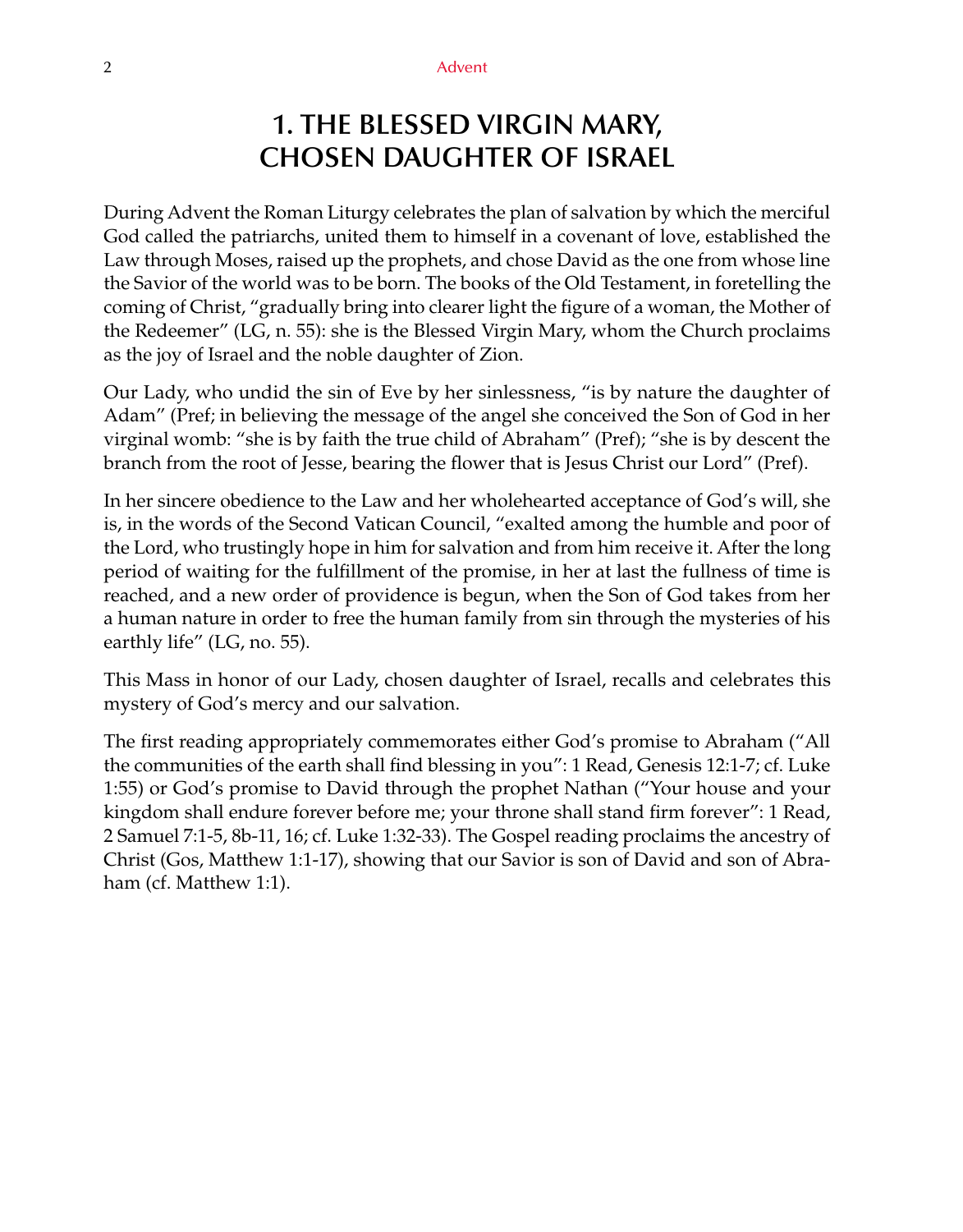# 1. THE BLESSED VIRGIN MARY, CHOSEN DAUGHTER OF ISRAEL

During Advent the Roman Liturgy celebrates the plan of salvation by which the merciful God called the patriarchs, united them to himself in a covenant of love, established the Law through Moses, raised up the prophets, and chose David as the one from whose line the Savior of the world was to be born. The books of the Old Testament, in foretelling the coming of Christ, "gradually bring into clearer light the figure of a woman, the Mother of the Redeemer" (LG, n. 55): she is the Blessed Virgin Mary, whom the Church proclaims as the joy of Israel and the noble daughter of Zion.

Our Lady, who undid the sin of Eve by her sinlessness, "is by nature the daughter of Adam" (Pref; in believing the message of the angel she conceived the Son of God in her virginal womb: "she is by faith the true child of Abraham" (Pref); "she is by descent the branch from the root of Jesse, bearing the flower that is Jesus Christ our Lord" (Pref).

In her sincere obedience to the Law and her wholehearted acceptance of God's will, she is, in the words of the Second Vatican Council, "exalted among the humble and poor of the Lord, who trustingly hope in him for salvation and from him receive it. After the long period of waiting for the fulfillment of the promise, in her at last the fullness of time is reached, and a new order of providence is begun, when the Son of God takes from her a human nature in order to free the human family from sin through the mysteries of his earthly life" (LG, no. 55).

This Mass in honor of our Lady, chosen daughter of Israel, recalls and celebrates this mystery of God's mercy and our salvation.

The first reading appropriately commemorates either God's promise to Abraham ("All the communities of the earth shall find blessing in you": 1 Read, Genesis 12:1-7; cf. Luke 1:55) or God's promise to David through the prophet Nathan ("Your house and your kingdom shall endure forever before me; your throne shall stand firm forever": 1 Read, 2 Samuel 7:1-5, 8b-11, 16; cf. Luke 1:32-33). The Gospel reading proclaims the ancestry of Christ (Gos, Matthew 1:1-17), showing that our Savior is son of David and son of Abraham (cf. Matthew 1:1).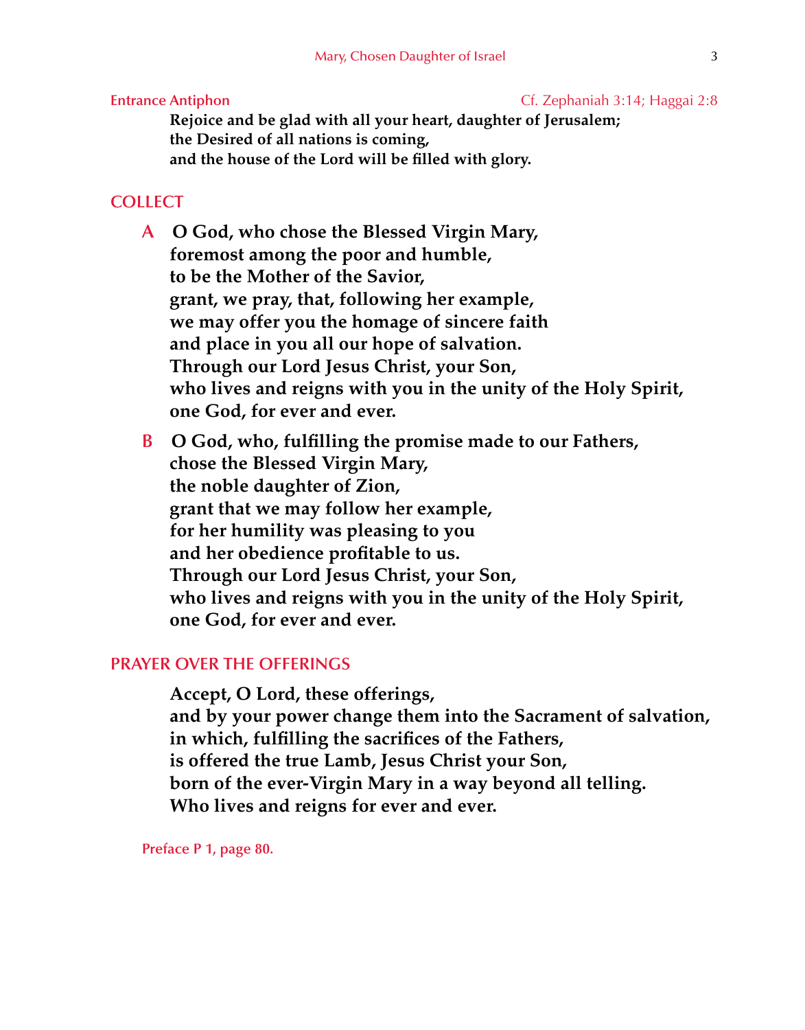**Entrance Antiphon** Cf. Zephaniah 3:14; Haggai 2:8

**Rejoice and be glad with all your heart, daughter of Jerusalem;**
**the Desired of all nations is coming,**
**and the house of the Lord will be filled with glory.**

## COLLECT

**A** **O God, who chose the Blessed Virgin Mary,**
**foremost among the poor and humble,**
**to be the Mother of the Savior,**
**grant, we pray, that, following her example,**
**we may offer you the homage of sincere faith**
**and place in you all our hope of salvation.**
**Through our Lord Jesus Christ, your Son,**
**who lives and reigns with you in the unity of the Holy Spirit,**
**one God, for ever and ever.**

**B** **O God, who, fulfilling the promise made to our Fathers,**
**chose the Blessed Virgin Mary,**
**the noble daughter of Zion,**
**grant that we may follow her example,**
**for her humility was pleasing to you**
**and her obedience profitable to us.**
**Through our Lord Jesus Christ, your Son,**
**who lives and reigns with you in the unity of the Holy Spirit,**
**one God, for ever and ever.**

## PRAYER OVER THE OFFERINGS

**Accept, O Lord, these offerings,**
**and by your power change them into the Sacrament of salvation,**
**in which, fulfilling the sacrifices of the Fathers,**
**is offered the true Lamb, Jesus Christ your Son,**
**born of the ever-Virgin Mary in a way beyond all telling.**
**Who lives and reigns for ever and ever.**

Preface P 1, page 80.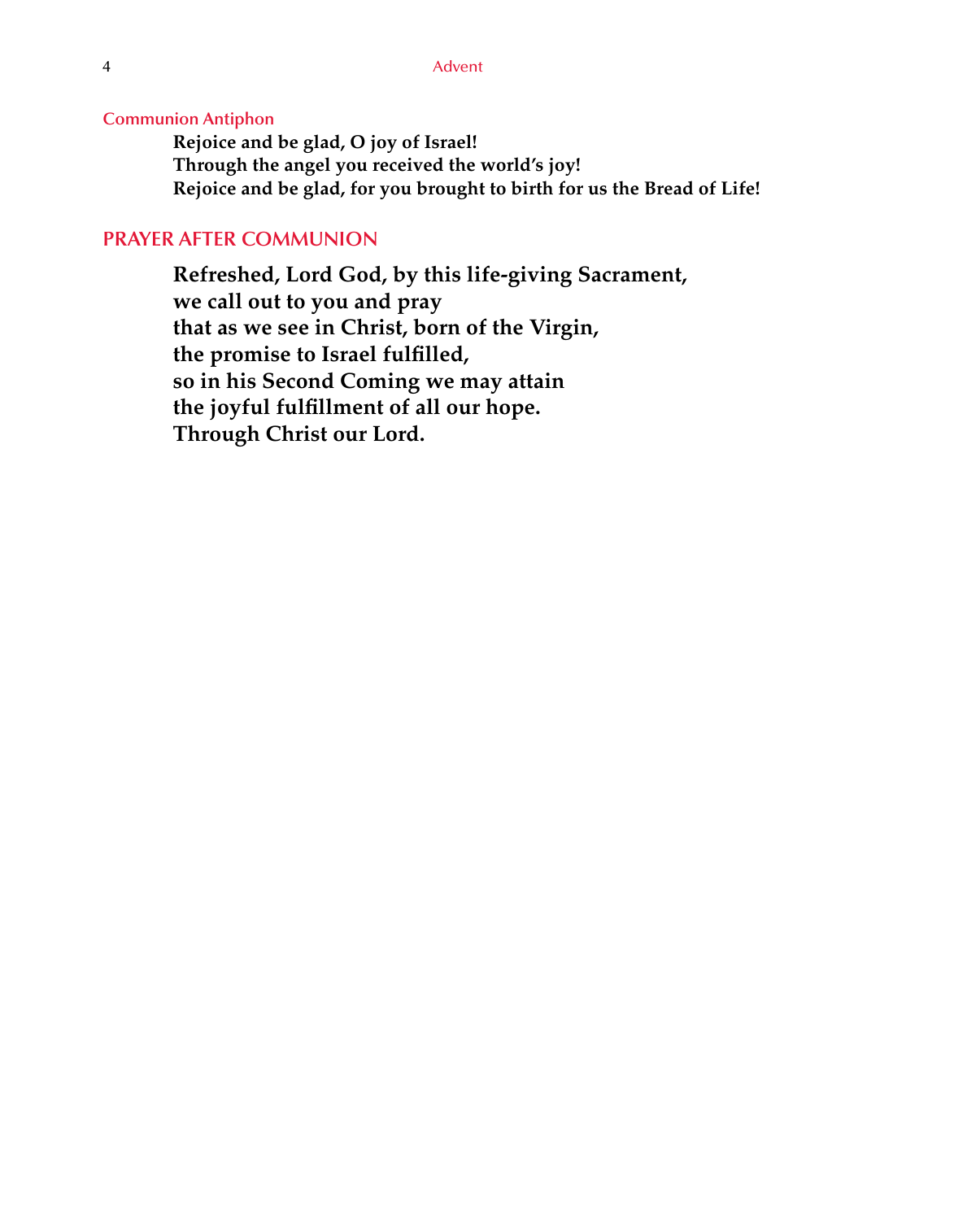### Communion Antiphon

**Rejoice and be glad, O joy of Israel!**
**Through the angel you received the world's joy!**
**Rejoice and be glad, for you brought to birth for us the Bread of Life!**

## PRAYER AFTER COMMUNION

**Refreshed, Lord God, by this life-giving Sacrament,**
**we call out to you and pray**
**that as we see in Christ, born of the Virgin,**
**the promise to Israel fulfilled,**
**so in his Second Coming we may attain**
**the joyful fulfillment of all our hope.**
**Through Christ our Lord.**